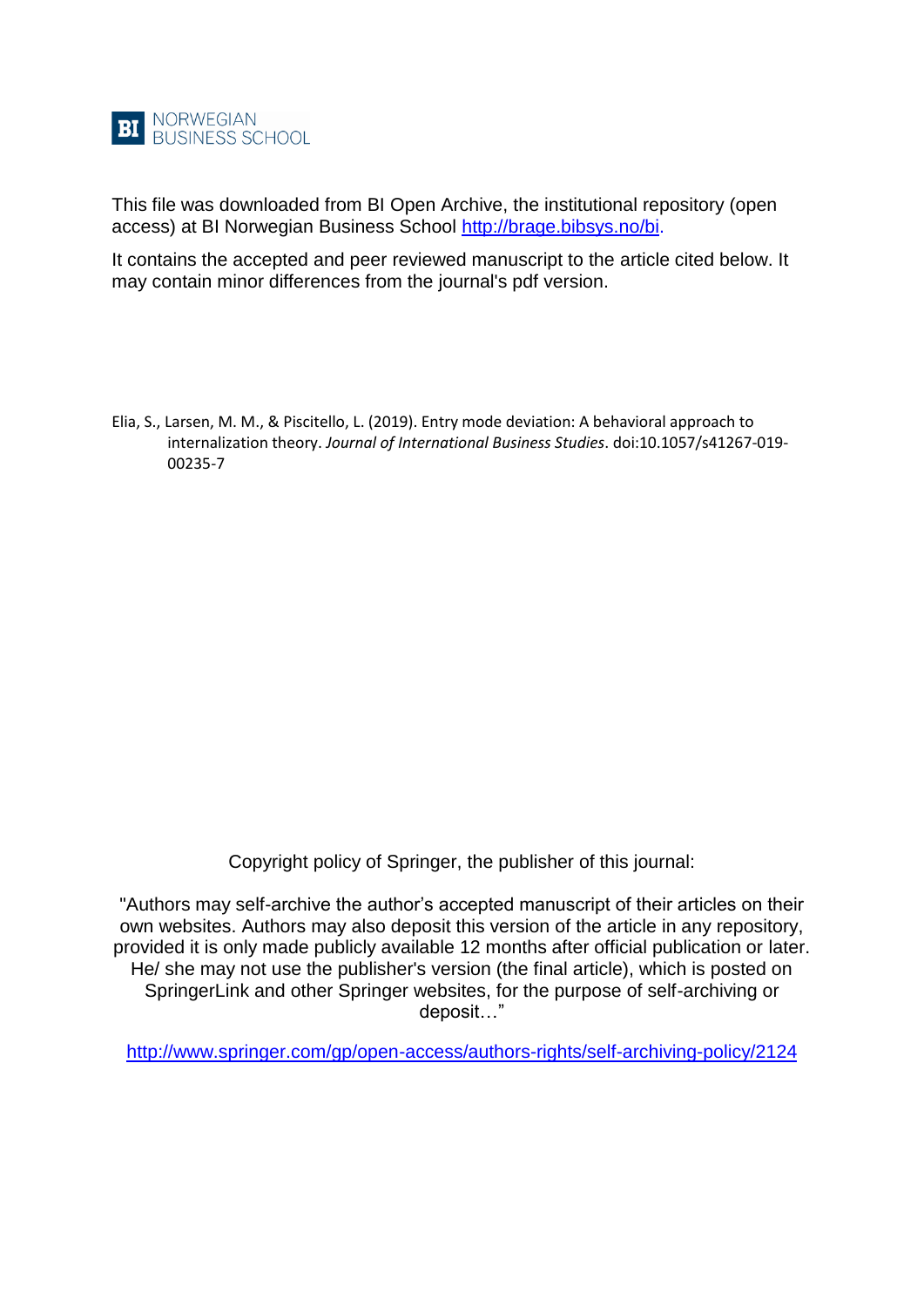NORWEGIAN BUSINESS SCHOOL

This file was downloaded from BI Open Archive, the institutional repository (open access) at BI Norwegian Business School http://brage.bibsys.no/bi.

It contains the accepted and peer reviewed manuscript to the article cited below. It may contain minor differences from the journal's pdf version.

Elia, S., Larsen, M. M., & Piscitello, L. (2019). Entry mode deviation: A behavioral approach to internalization theory. *Journal of International Business Studies*. doi:10.1057/s41267-019-00235-7

Copyright policy of Springer, the publisher of this journal:

"Authors may self-archive the author's accepted manuscript of their articles on their own websites. Authors may also deposit this version of the article in any repository, provided it is only made publicly available 12 months after official publication or later. He/ she may not use the publisher's version (the final article), which is posted on SpringerLink and other Springer websites, for the purpose of self-archiving or deposit…"

http://www.springer.com/gp/open-access/authors-rights/self-archiving-policy/2124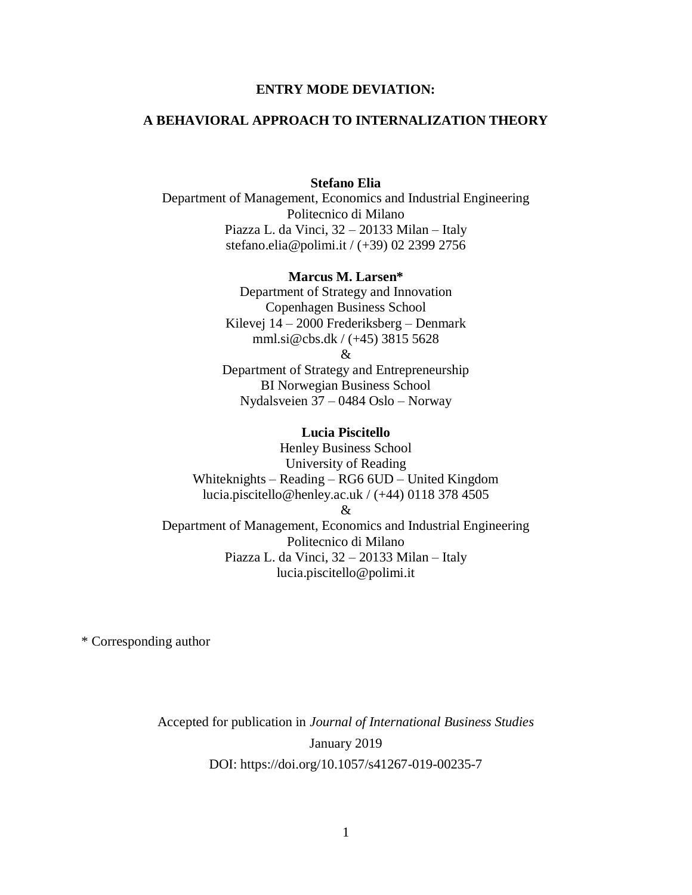**ENTRY MODE DEVIATION:**

**A BEHAVIORAL APPROACH TO INTERNALIZATION THEORY**

**Stefano Elia**
Department of Management, Economics and Industrial Engineering
Politecnico di Milano
Piazza L. da Vinci, 32 – 20133 Milan – Italy
stefano.elia@polimi.it / (+39) 02 2399 2756

**Marcus M. Larsen***
Department of Strategy and Innovation
Copenhagen Business School
Kilevej 14 – 2000 Frederiksberg – Denmark
mml.si@cbs.dk / (+45) 3815 5628
&
Department of Strategy and Entrepreneurship
BI Norwegian Business School
Nydalsveien 37 – 0484 Oslo – Norway

**Lucia Piscitello**
Henley Business School
University of Reading
Whiteknights – Reading – RG6 6UD – United Kingdom
lucia.piscitello@henley.ac.uk / (+44) 0118 378 4505
&
Department of Management, Economics and Industrial Engineering
Politecnico di Milano
Piazza L. da Vinci, 32 – 20133 Milan – Italy
lucia.piscitello@polimi.it

* Corresponding author

Accepted for publication in *Journal of International Business Studies*
January 2019
DOI: https://doi.org/10.1057/s41267-019-00235-7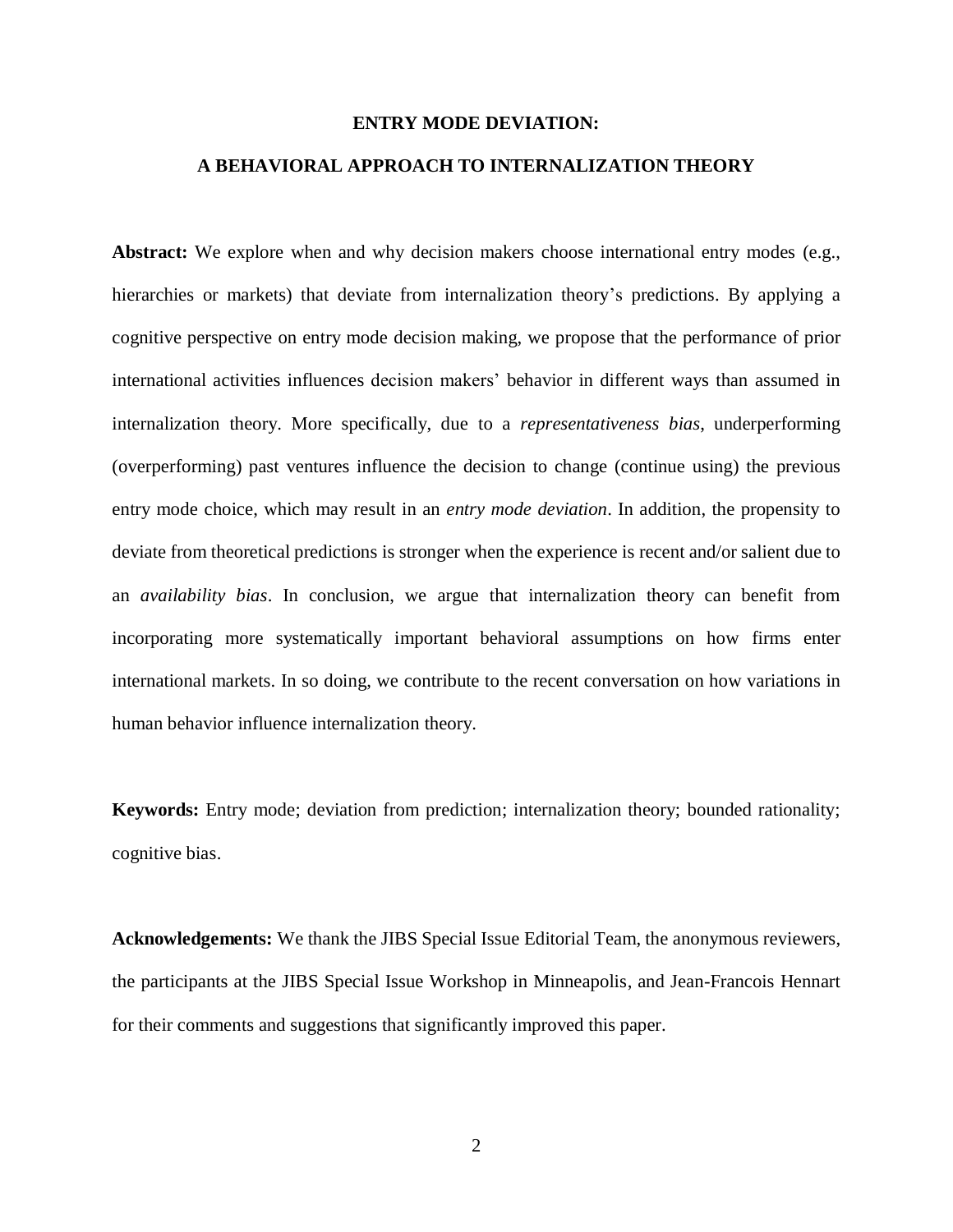# ENTRY MODE DEVIATION:

# A BEHAVIORAL APPROACH TO INTERNALIZATION THEORY

**Abstract:** We explore when and why decision makers choose international entry modes (e.g., hierarchies or markets) that deviate from internalization theory's predictions. By applying a cognitive perspective on entry mode decision making, we propose that the performance of prior international activities influences decision makers' behavior in different ways than assumed in internalization theory. More specifically, due to a *representativeness bias*, underperforming (overperforming) past ventures influence the decision to change (continue using) the previous entry mode choice, which may result in an *entry mode deviation*. In addition, the propensity to deviate from theoretical predictions is stronger when the experience is recent and/or salient due to an *availability bias*. In conclusion, we argue that internalization theory can benefit from incorporating more systematically important behavioral assumptions on how firms enter international markets. In so doing, we contribute to the recent conversation on how variations in human behavior influence internalization theory.

**Keywords:** Entry mode; deviation from prediction; internalization theory; bounded rationality; cognitive bias.

**Acknowledgements:** We thank the JIBS Special Issue Editorial Team, the anonymous reviewers, the participants at the JIBS Special Issue Workshop in Minneapolis, and Jean-Francois Hennart for their comments and suggestions that significantly improved this paper.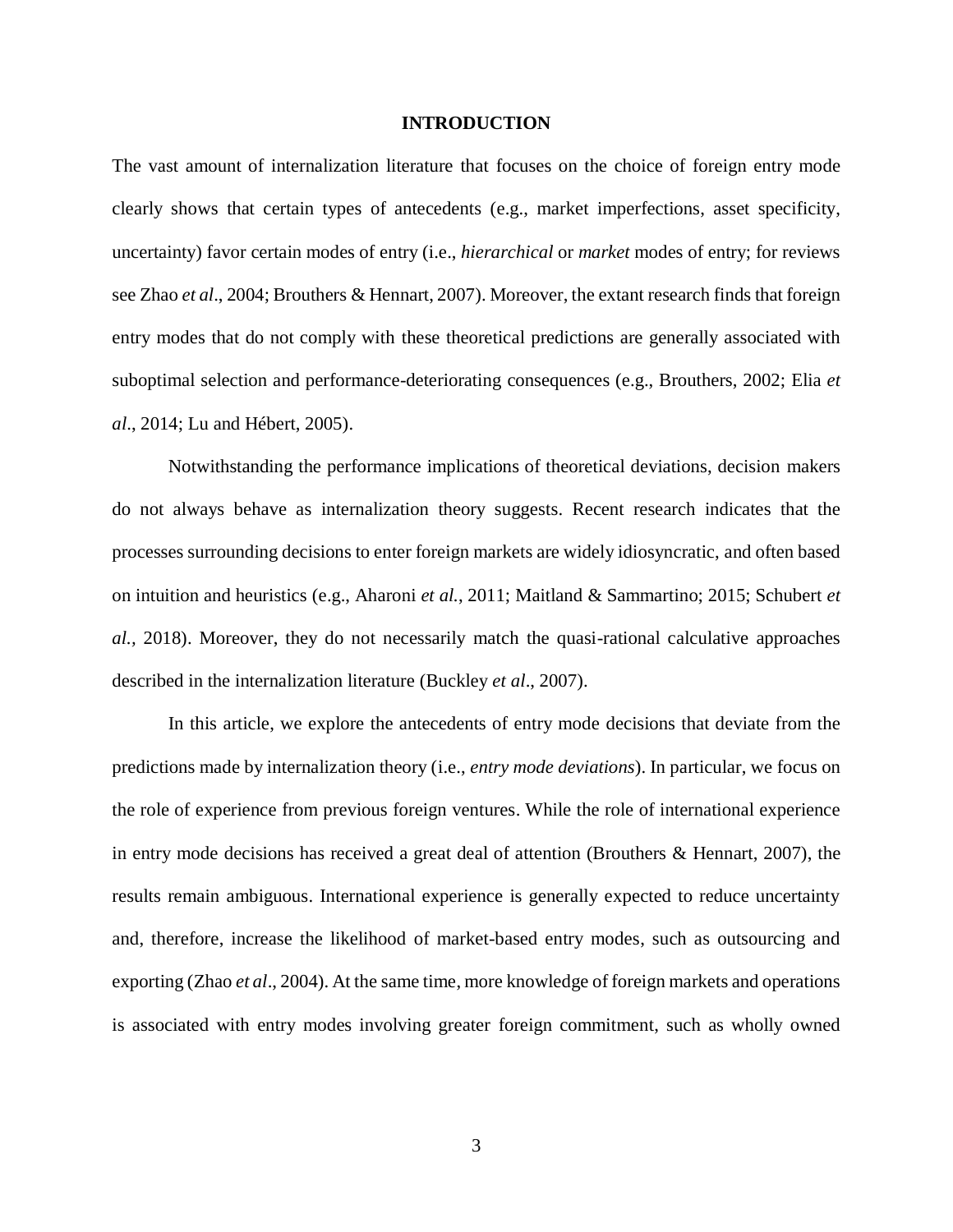# INTRODUCTION

The vast amount of internalization literature that focuses on the choice of foreign entry mode clearly shows that certain types of antecedents (e.g., market imperfections, asset specificity, uncertainty) favor certain modes of entry (i.e., *hierarchical* or *market* modes of entry; for reviews see Zhao *et al*., 2004; Brouthers & Hennart, 2007). Moreover, the extant research finds that foreign entry modes that do not comply with these theoretical predictions are generally associated with suboptimal selection and performance-deteriorating consequences (e.g., Brouthers, 2002; Elia *et al*., 2014; Lu and Hébert, 2005).

Notwithstanding the performance implications of theoretical deviations, decision makers do not always behave as internalization theory suggests. Recent research indicates that the processes surrounding decisions to enter foreign markets are widely idiosyncratic, and often based on intuition and heuristics (e.g., Aharoni *et al.*, 2011; Maitland & Sammartino; 2015; Schubert *et al.,* 2018). Moreover, they do not necessarily match the quasi-rational calculative approaches described in the internalization literature (Buckley *et al*., 2007).

In this article, we explore the antecedents of entry mode decisions that deviate from the predictions made by internalization theory (i.e., *entry mode deviations*). In particular, we focus on the role of experience from previous foreign ventures. While the role of international experience in entry mode decisions has received a great deal of attention (Brouthers & Hennart, 2007), the results remain ambiguous. International experience is generally expected to reduce uncertainty and, therefore, increase the likelihood of market-based entry modes, such as outsourcing and exporting (Zhao *et al*., 2004). At the same time, more knowledge of foreign markets and operations is associated with entry modes involving greater foreign commitment, such as wholly owned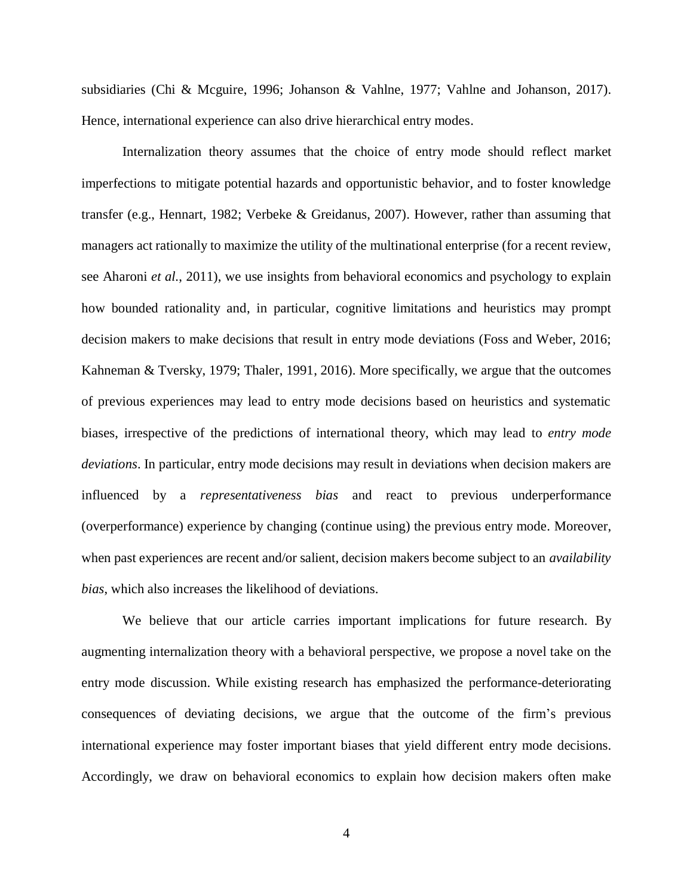subsidiaries (Chi & Mcguire, 1996; Johanson & Vahlne, 1977; Vahlne and Johanson, 2017). Hence, international experience can also drive hierarchical entry modes.

Internalization theory assumes that the choice of entry mode should reflect market imperfections to mitigate potential hazards and opportunistic behavior, and to foster knowledge transfer (e.g., Hennart, 1982; Verbeke & Greidanus, 2007). However, rather than assuming that managers act rationally to maximize the utility of the multinational enterprise (for a recent review, see Aharoni *et al*., 2011), we use insights from behavioral economics and psychology to explain how bounded rationality and, in particular, cognitive limitations and heuristics may prompt decision makers to make decisions that result in entry mode deviations (Foss and Weber, 2016; Kahneman & Tversky, 1979; Thaler, 1991, 2016). More specifically, we argue that the outcomes of previous experiences may lead to entry mode decisions based on heuristics and systematic biases, irrespective of the predictions of international theory, which may lead to *entry mode deviations*. In particular, entry mode decisions may result in deviations when decision makers are influenced by a *representativeness bias* and react to previous underperformance (overperformance) experience by changing (continue using) the previous entry mode. Moreover, when past experiences are recent and/or salient, decision makers become subject to an *availability bias*, which also increases the likelihood of deviations.

We believe that our article carries important implications for future research. By augmenting internalization theory with a behavioral perspective, we propose a novel take on the entry mode discussion. While existing research has emphasized the performance-deteriorating consequences of deviating decisions, we argue that the outcome of the firm's previous international experience may foster important biases that yield different entry mode decisions. Accordingly, we draw on behavioral economics to explain how decision makers often make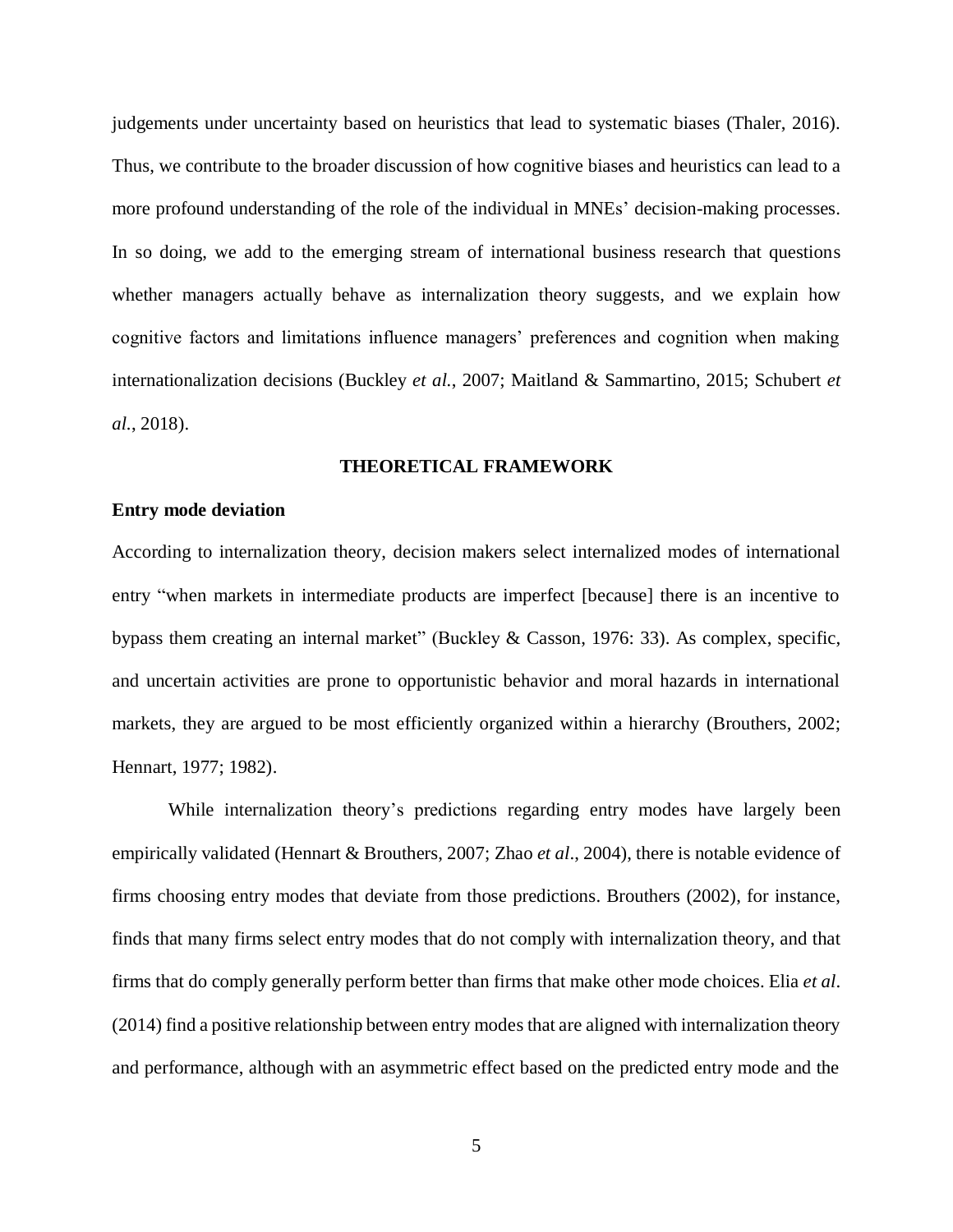judgements under uncertainty based on heuristics that lead to systematic biases (Thaler, 2016). Thus, we contribute to the broader discussion of how cognitive biases and heuristics can lead to a more profound understanding of the role of the individual in MNEs' decision-making processes. In so doing, we add to the emerging stream of international business research that questions whether managers actually behave as internalization theory suggests, and we explain how cognitive factors and limitations influence managers' preferences and cognition when making internationalization decisions (Buckley *et al.*, 2007; Maitland & Sammartino, 2015; Schubert *et al.*, 2018).

## THEORETICAL FRAMEWORK

### Entry mode deviation

According to internalization theory, decision makers select internalized modes of international entry "when markets in intermediate products are imperfect [because] there is an incentive to bypass them creating an internal market" (Buckley & Casson, 1976: 33). As complex, specific, and uncertain activities are prone to opportunistic behavior and moral hazards in international markets, they are argued to be most efficiently organized within a hierarchy (Brouthers, 2002; Hennart, 1977; 1982).

While internalization theory's predictions regarding entry modes have largely been empirically validated (Hennart & Brouthers, 2007; Zhao *et al*., 2004), there is notable evidence of firms choosing entry modes that deviate from those predictions. Brouthers (2002), for instance, finds that many firms select entry modes that do not comply with internalization theory, and that firms that do comply generally perform better than firms that make other mode choices. Elia *et al*. (2014) find a positive relationship between entry modes that are aligned with internalization theory and performance, although with an asymmetric effect based on the predicted entry mode and the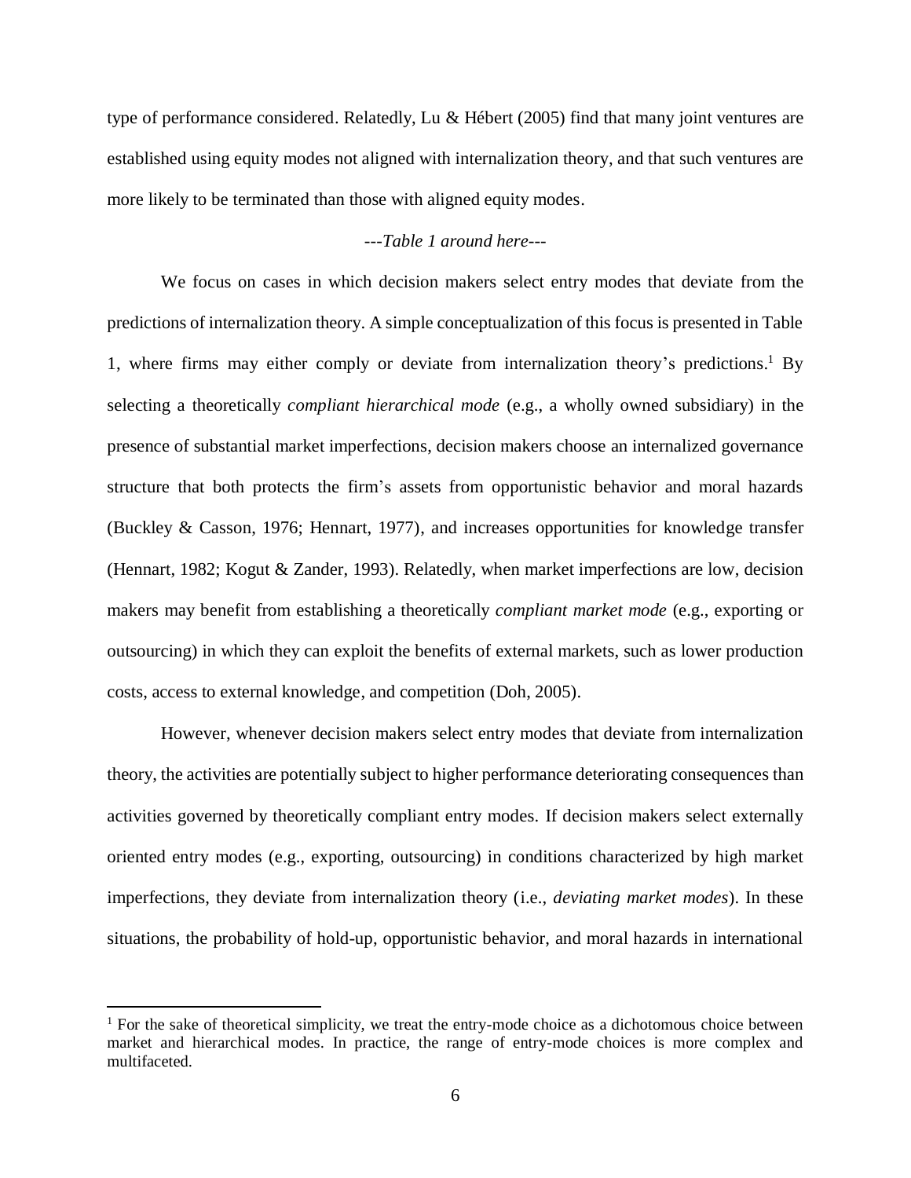type of performance considered. Relatedly, Lu & Hébert (2005) find that many joint ventures are established using equity modes not aligned with internalization theory, and that such ventures are more likely to be terminated than those with aligned equity modes.

*---Table 1 around here---*

We focus on cases in which decision makers select entry modes that deviate from the predictions of internalization theory. A simple conceptualization of this focus is presented in Table 1, where firms may either comply or deviate from internalization theory's predictions.[1] By selecting a theoretically *compliant hierarchical mode* (e.g., a wholly owned subsidiary) in the presence of substantial market imperfections, decision makers choose an internalized governance structure that both protects the firm's assets from opportunistic behavior and moral hazards (Buckley & Casson, 1976; Hennart, 1977), and increases opportunities for knowledge transfer (Hennart, 1982; Kogut & Zander, 1993). Relatedly, when market imperfections are low, decision makers may benefit from establishing a theoretically *compliant market mode* (e.g., exporting or outsourcing) in which they can exploit the benefits of external markets, such as lower production costs, access to external knowledge, and competition (Doh, 2005).

However, whenever decision makers select entry modes that deviate from internalization theory, the activities are potentially subject to higher performance deteriorating consequences than activities governed by theoretically compliant entry modes. If decision makers select externally oriented entry modes (e.g., exporting, outsourcing) in conditions characterized by high market imperfections, they deviate from internalization theory (i.e., *deviating market modes*). In these situations, the probability of hold-up, opportunistic behavior, and moral hazards in international

[1] For the sake of theoretical simplicity, we treat the entry-mode choice as a dichotomous choice between market and hierarchical modes. In practice, the range of entry-mode choices is more complex and multifaceted.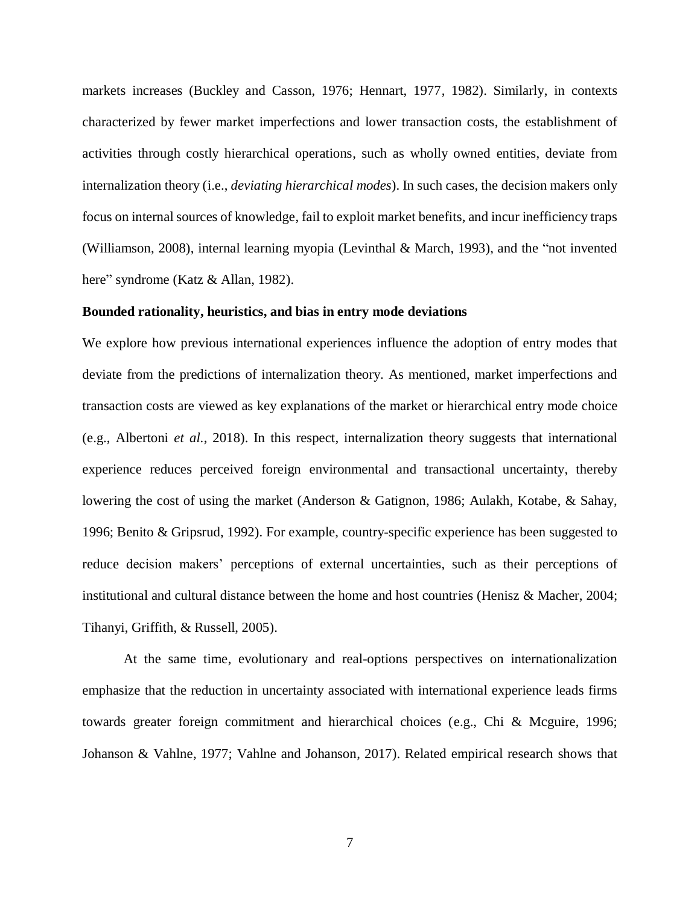markets increases (Buckley and Casson, 1976; Hennart, 1977, 1982). Similarly, in contexts characterized by fewer market imperfections and lower transaction costs, the establishment of activities through costly hierarchical operations, such as wholly owned entities, deviate from internalization theory (i.e., *deviating hierarchical modes*). In such cases, the decision makers only focus on internal sources of knowledge, fail to exploit market benefits, and incur inefficiency traps (Williamson, 2008), internal learning myopia (Levinthal & March, 1993), and the "not invented here" syndrome (Katz & Allan, 1982).

**Bounded rationality, heuristics, and bias in entry mode deviations**

We explore how previous international experiences influence the adoption of entry modes that deviate from the predictions of internalization theory. As mentioned, market imperfections and transaction costs are viewed as key explanations of the market or hierarchical entry mode choice (e.g., Albertoni *et al.*, 2018). In this respect, internalization theory suggests that international experience reduces perceived foreign environmental and transactional uncertainty, thereby lowering the cost of using the market (Anderson & Gatignon, 1986; Aulakh, Kotabe, & Sahay, 1996; Benito & Gripsrud, 1992). For example, country-specific experience has been suggested to reduce decision makers' perceptions of external uncertainties, such as their perceptions of institutional and cultural distance between the home and host countries (Henisz & Macher, 2004; Tihanyi, Griffith, & Russell, 2005).

At the same time, evolutionary and real-options perspectives on internationalization emphasize that the reduction in uncertainty associated with international experience leads firms towards greater foreign commitment and hierarchical choices (e.g., Chi & Mcguire, 1996; Johanson & Vahlne, 1977; Vahlne and Johanson, 2017). Related empirical research shows that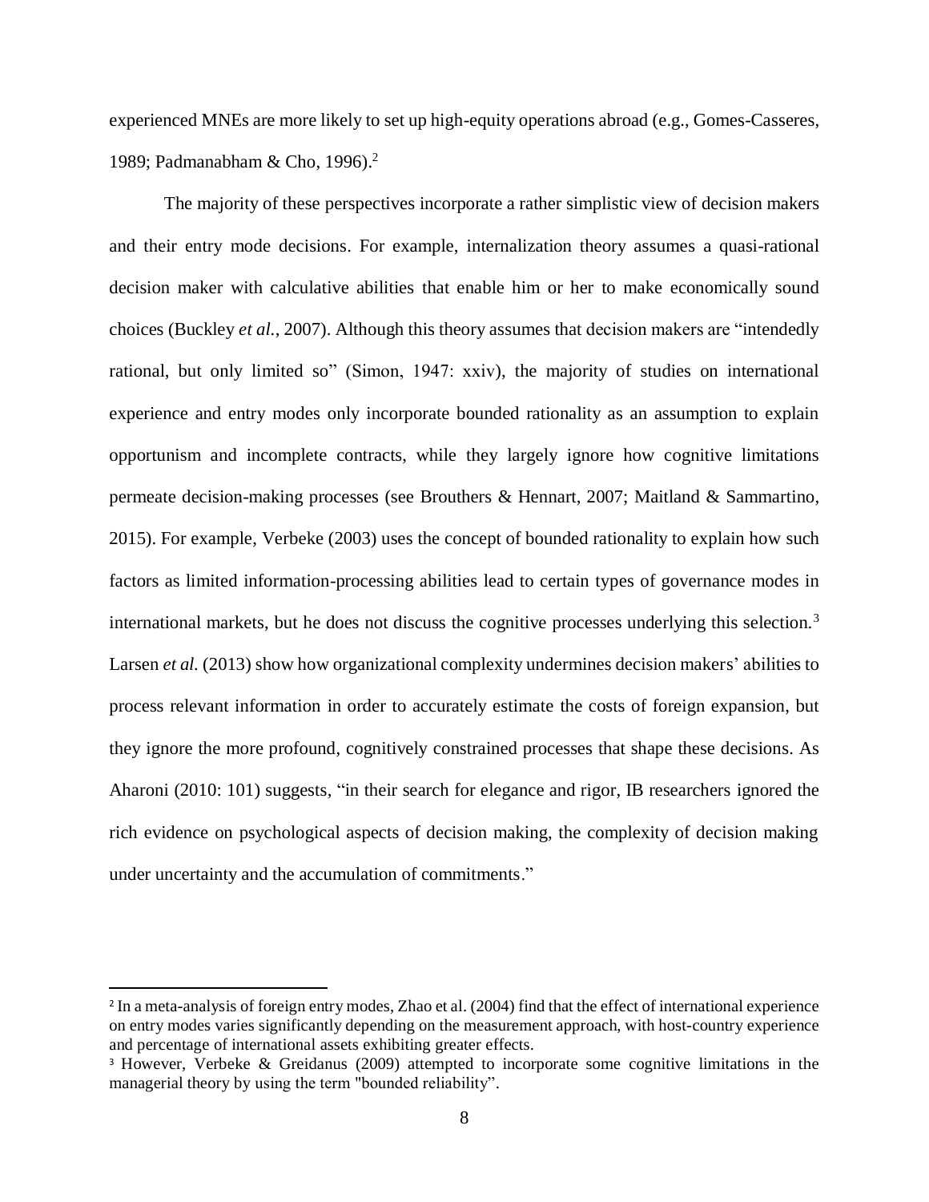experienced MNEs are more likely to set up high-equity operations abroad (e.g., Gomes-Casseres, 1989; Padmanabham & Cho, 1996).[2]

The majority of these perspectives incorporate a rather simplistic view of decision makers and their entry mode decisions. For example, internalization theory assumes a quasi-rational decision maker with calculative abilities that enable him or her to make economically sound choices (Buckley *et al.*, 2007). Although this theory assumes that decision makers are "intendedly rational, but only limited so" (Simon, 1947: xxiv), the majority of studies on international experience and entry modes only incorporate bounded rationality as an assumption to explain opportunism and incomplete contracts, while they largely ignore how cognitive limitations permeate decision-making processes (see Brouthers & Hennart, 2007; Maitland & Sammartino, 2015). For example, Verbeke (2003) uses the concept of bounded rationality to explain how such factors as limited information-processing abilities lead to certain types of governance modes in international markets, but he does not discuss the cognitive processes underlying this selection.[3] Larsen *et al.* (2013) show how organizational complexity undermines decision makers' abilities to process relevant information in order to accurately estimate the costs of foreign expansion, but they ignore the more profound, cognitively constrained processes that shape these decisions. As Aharoni (2010: 101) suggests, "in their search for elegance and rigor, IB researchers ignored the rich evidence on psychological aspects of decision making, the complexity of decision making under uncertainty and the accumulation of commitments."

---

[2] In a meta-analysis of foreign entry modes, Zhao et al. (2004) find that the effect of international experience on entry modes varies significantly depending on the measurement approach, with host-country experience and percentage of international assets exhibiting greater effects.

[3] However, Verbeke & Greidanus (2009) attempted to incorporate some cognitive limitations in the managerial theory by using the term "bounded reliability".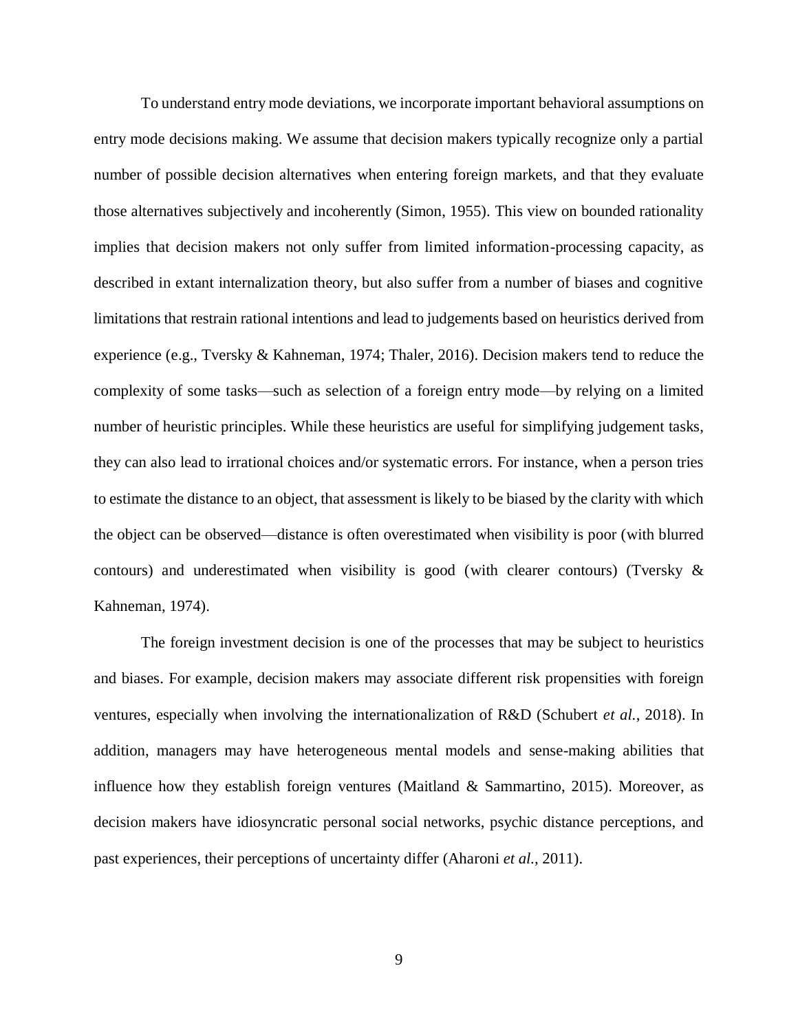To understand entry mode deviations, we incorporate important behavioral assumptions on entry mode decisions making. We assume that decision makers typically recognize only a partial number of possible decision alternatives when entering foreign markets, and that they evaluate those alternatives subjectively and incoherently (Simon, 1955). This view on bounded rationality implies that decision makers not only suffer from limited information-processing capacity, as described in extant internalization theory, but also suffer from a number of biases and cognitive limitations that restrain rational intentions and lead to judgements based on heuristics derived from experience (e.g., Tversky & Kahneman, 1974; Thaler, 2016). Decision makers tend to reduce the complexity of some tasks—such as selection of a foreign entry mode—by relying on a limited number of heuristic principles. While these heuristics are useful for simplifying judgement tasks, they can also lead to irrational choices and/or systematic errors. For instance, when a person tries to estimate the distance to an object, that assessment is likely to be biased by the clarity with which the object can be observed—distance is often overestimated when visibility is poor (with blurred contours) and underestimated when visibility is good (with clearer contours) (Tversky & Kahneman, 1974).

The foreign investment decision is one of the processes that may be subject to heuristics and biases. For example, decision makers may associate different risk propensities with foreign ventures, especially when involving the internationalization of R&D (Schubert *et al.*, 2018). In addition, managers may have heterogeneous mental models and sense-making abilities that influence how they establish foreign ventures (Maitland & Sammartino, 2015). Moreover, as decision makers have idiosyncratic personal social networks, psychic distance perceptions, and past experiences, their perceptions of uncertainty differ (Aharoni *et al.*, 2011).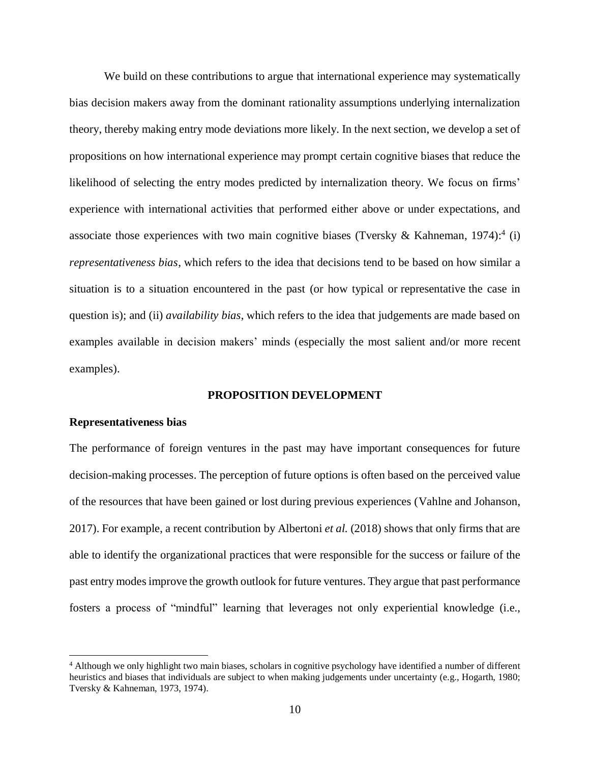We build on these contributions to argue that international experience may systematically bias decision makers away from the dominant rationality assumptions underlying internalization theory, thereby making entry mode deviations more likely. In the next section, we develop a set of propositions on how international experience may prompt certain cognitive biases that reduce the likelihood of selecting the entry modes predicted by internalization theory. We focus on firms' experience with international activities that performed either above or under expectations, and associate those experiences with two main cognitive biases (Tversky & Kahneman, 1974):[4] (i) *representativeness bias*, which refers to the idea that decisions tend to be based on how similar a situation is to a situation encountered in the past (or how typical or representative the case in question is); and (ii) *availability bias*, which refers to the idea that judgements are made based on examples available in decision makers' minds (especially the most salient and/or more recent examples).

## PROPOSITION DEVELOPMENT

### Representativeness bias

The performance of foreign ventures in the past may have important consequences for future decision-making processes. The perception of future options is often based on the perceived value of the resources that have been gained or lost during previous experiences (Vahlne and Johanson, 2017). For example, a recent contribution by Albertoni *et al.* (2018) shows that only firms that are able to identify the organizational practices that were responsible for the success or failure of the past entry modes improve the growth outlook for future ventures. They argue that past performance fosters a process of "mindful" learning that leverages not only experiential knowledge (i.e.,

[4] Although we only highlight two main biases, scholars in cognitive psychology have identified a number of different heuristics and biases that individuals are subject to when making judgements under uncertainty (e.g., Hogarth, 1980; Tversky & Kahneman, 1973, 1974).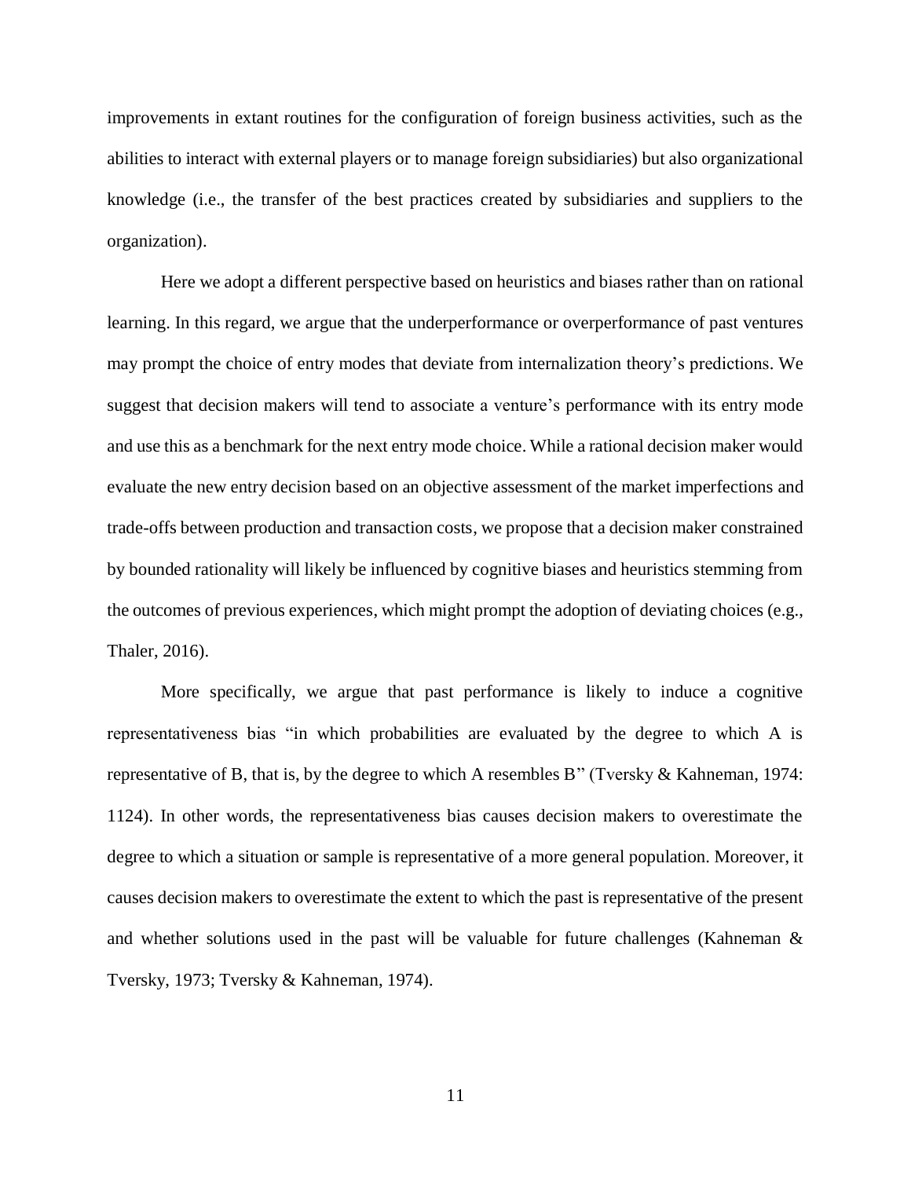improvements in extant routines for the configuration of foreign business activities, such as the abilities to interact with external players or to manage foreign subsidiaries) but also organizational knowledge (i.e., the transfer of the best practices created by subsidiaries and suppliers to the organization).

Here we adopt a different perspective based on heuristics and biases rather than on rational learning. In this regard, we argue that the underperformance or overperformance of past ventures may prompt the choice of entry modes that deviate from internalization theory's predictions. We suggest that decision makers will tend to associate a venture's performance with its entry mode and use this as a benchmark for the next entry mode choice. While a rational decision maker would evaluate the new entry decision based on an objective assessment of the market imperfections and trade-offs between production and transaction costs, we propose that a decision maker constrained by bounded rationality will likely be influenced by cognitive biases and heuristics stemming from the outcomes of previous experiences, which might prompt the adoption of deviating choices (e.g., Thaler, 2016).

More specifically, we argue that past performance is likely to induce a cognitive representativeness bias "in which probabilities are evaluated by the degree to which A is representative of B, that is, by the degree to which A resembles B" (Tversky & Kahneman, 1974: 1124). In other words, the representativeness bias causes decision makers to overestimate the degree to which a situation or sample is representative of a more general population. Moreover, it causes decision makers to overestimate the extent to which the past is representative of the present and whether solutions used in the past will be valuable for future challenges (Kahneman & Tversky, 1973; Tversky & Kahneman, 1974).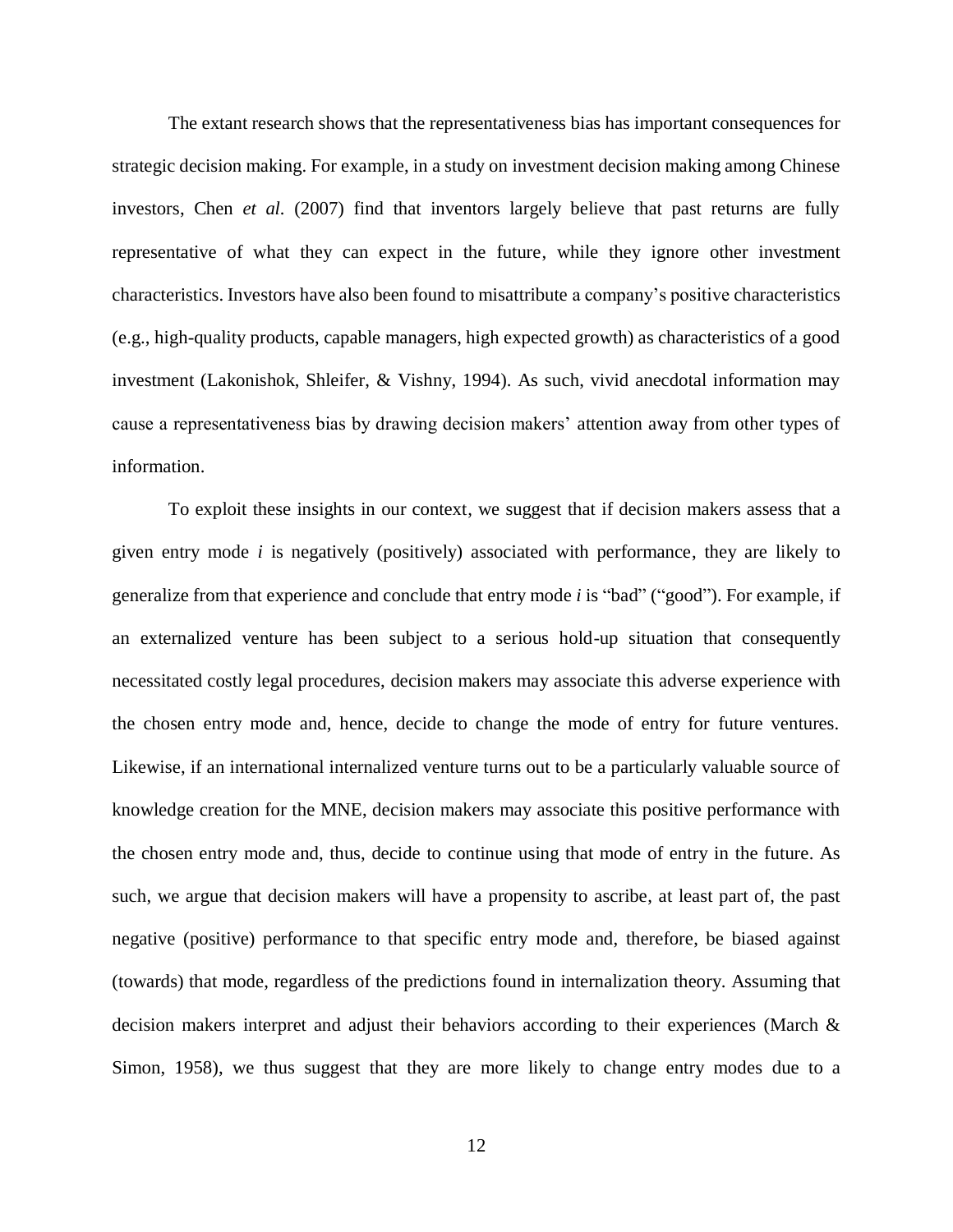The extant research shows that the representativeness bias has important consequences for strategic decision making. For example, in a study on investment decision making among Chinese investors, Chen *et al*. (2007) find that inventors largely believe that past returns are fully representative of what they can expect in the future, while they ignore other investment characteristics. Investors have also been found to misattribute a company's positive characteristics (e.g., high-quality products, capable managers, high expected growth) as characteristics of a good investment (Lakonishok, Shleifer, & Vishny, 1994). As such, vivid anecdotal information may cause a representativeness bias by drawing decision makers' attention away from other types of information.

To exploit these insights in our context, we suggest that if decision makers assess that a given entry mode *i* is negatively (positively) associated with performance, they are likely to generalize from that experience and conclude that entry mode *i* is "bad" ("good"). For example, if an externalized venture has been subject to a serious hold-up situation that consequently necessitated costly legal procedures, decision makers may associate this adverse experience with the chosen entry mode and, hence, decide to change the mode of entry for future ventures. Likewise, if an international internalized venture turns out to be a particularly valuable source of knowledge creation for the MNE, decision makers may associate this positive performance with the chosen entry mode and, thus, decide to continue using that mode of entry in the future. As such, we argue that decision makers will have a propensity to ascribe, at least part of, the past negative (positive) performance to that specific entry mode and, therefore, be biased against (towards) that mode, regardless of the predictions found in internalization theory. Assuming that decision makers interpret and adjust their behaviors according to their experiences (March & Simon, 1958), we thus suggest that they are more likely to change entry modes due to a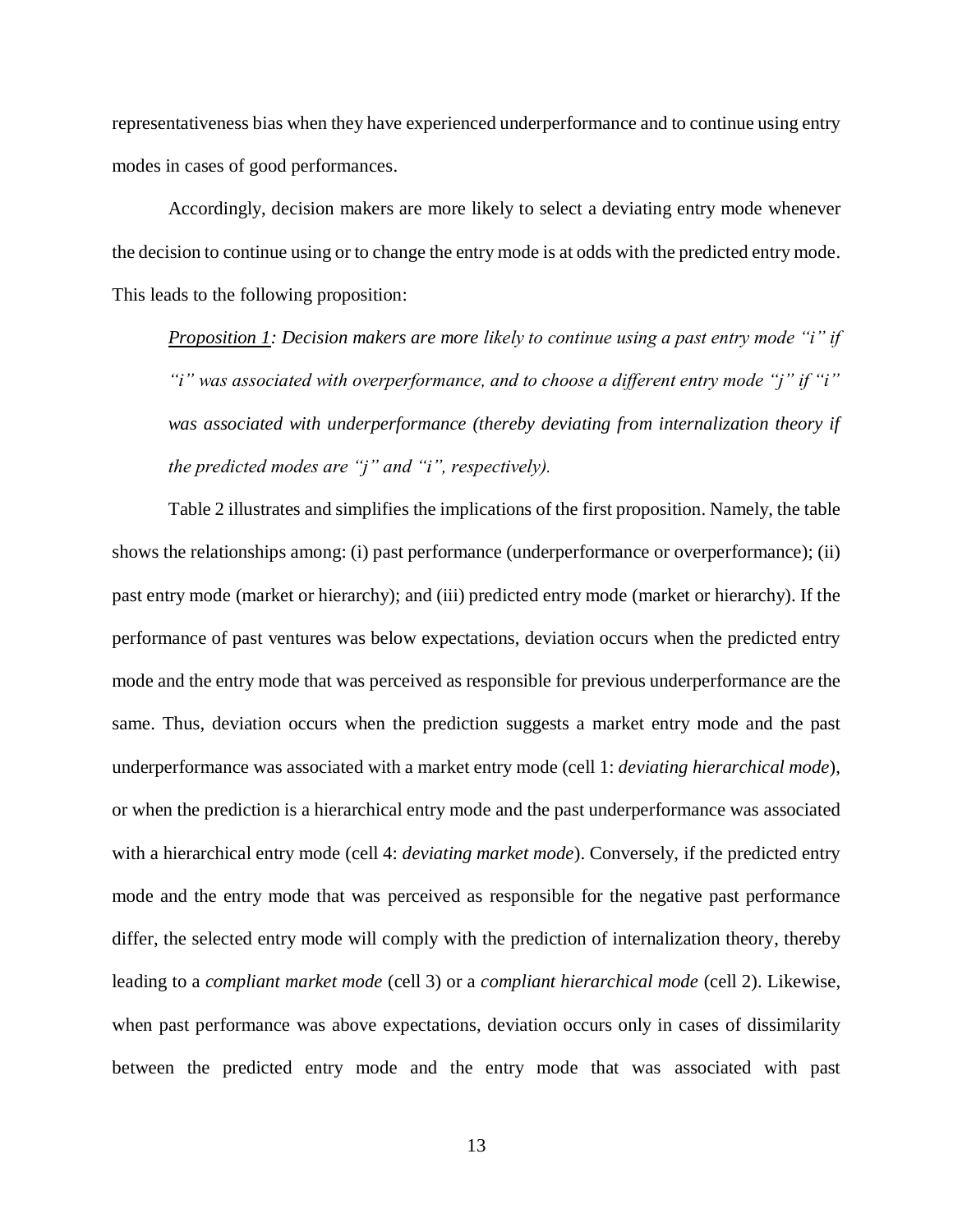representativeness bias when they have experienced underperformance and to continue using entry modes in cases of good performances.

Accordingly, decision makers are more likely to select a deviating entry mode whenever the decision to continue using or to change the entry mode is at odds with the predicted entry mode. This leads to the following proposition:

*<u>Proposition 1</u>: Decision makers are more likely to continue using a past entry mode "i" if "i" was associated with overperformance, and to choose a different entry mode "j" if "i" was associated with underperformance (thereby deviating from internalization theory if the predicted modes are "j" and "i", respectively).*

Table 2 illustrates and simplifies the implications of the first proposition. Namely, the table shows the relationships among: (i) past performance (underperformance or overperformance); (ii) past entry mode (market or hierarchy); and (iii) predicted entry mode (market or hierarchy). If the performance of past ventures was below expectations, deviation occurs when the predicted entry mode and the entry mode that was perceived as responsible for previous underperformance are the same. Thus, deviation occurs when the prediction suggests a market entry mode and the past underperformance was associated with a market entry mode (cell 1: *deviating hierarchical mode*), or when the prediction is a hierarchical entry mode and the past underperformance was associated with a hierarchical entry mode (cell 4: *deviating market mode*). Conversely, if the predicted entry mode and the entry mode that was perceived as responsible for the negative past performance differ, the selected entry mode will comply with the prediction of internalization theory, thereby leading to a *compliant market mode* (cell 3) or a *compliant hierarchical mode* (cell 2). Likewise, when past performance was above expectations, deviation occurs only in cases of dissimilarity between the predicted entry mode and the entry mode that was associated with past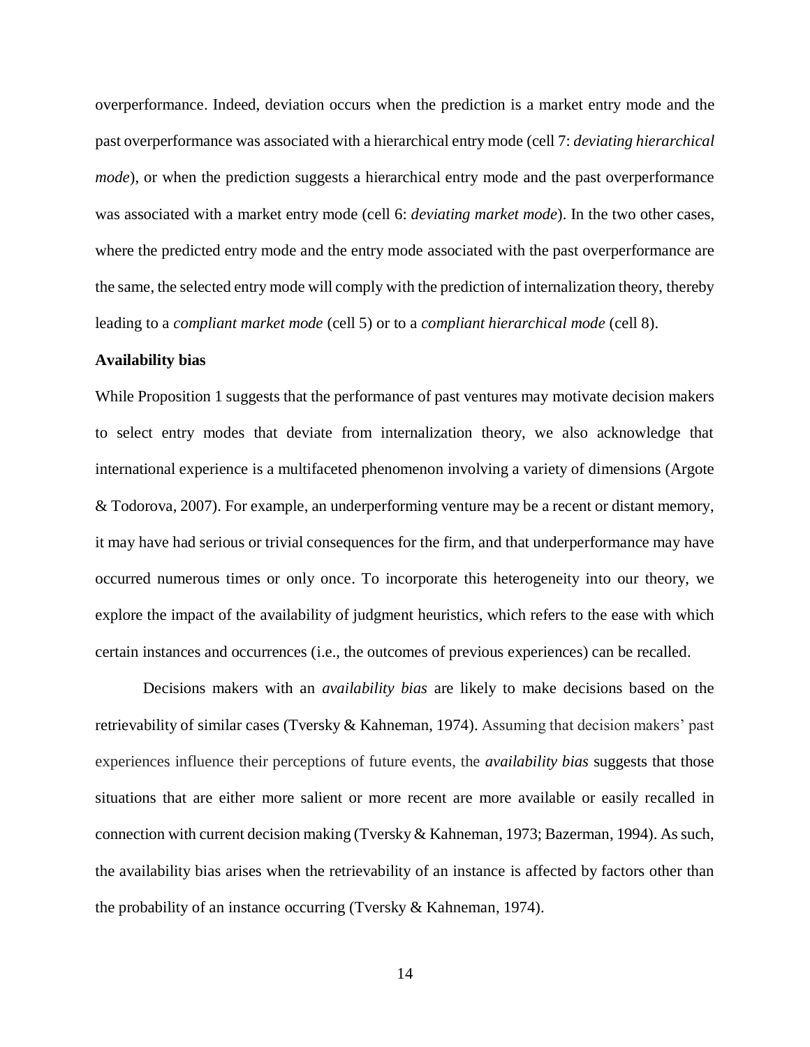overperformance. Indeed, deviation occurs when the prediction is a market entry mode and the past overperformance was associated with a hierarchical entry mode (cell 7: *deviating hierarchical mode*), or when the prediction suggests a hierarchical entry mode and the past overperformance was associated with a market entry mode (cell 6: *deviating market mode*). In the two other cases, where the predicted entry mode and the entry mode associated with the past overperformance are the same, the selected entry mode will comply with the prediction of internalization theory, thereby leading to a *compliant market mode* (cell 5) or to a *compliant hierarchical mode* (cell 8).

**Availability bias**

While Proposition 1 suggests that the performance of past ventures may motivate decision makers to select entry modes that deviate from internalization theory, we also acknowledge that international experience is a multifaceted phenomenon involving a variety of dimensions (Argote & Todorova, 2007). For example, an underperforming venture may be a recent or distant memory, it may have had serious or trivial consequences for the firm, and that underperformance may have occurred numerous times or only once. To incorporate this heterogeneity into our theory, we explore the impact of the availability of judgment heuristics, which refers to the ease with which certain instances and occurrences (i.e., the outcomes of previous experiences) can be recalled.

Decisions makers with an *availability bias* are likely to make decisions based on the retrievability of similar cases (Tversky & Kahneman, 1974). Assuming that decision makers' past experiences influence their perceptions of future events, the *availability bias* suggests that those situations that are either more salient or more recent are more available or easily recalled in connection with current decision making (Tversky & Kahneman, 1973; Bazerman, 1994). As such, the availability bias arises when the retrievability of an instance is affected by factors other than the probability of an instance occurring (Tversky & Kahneman, 1974).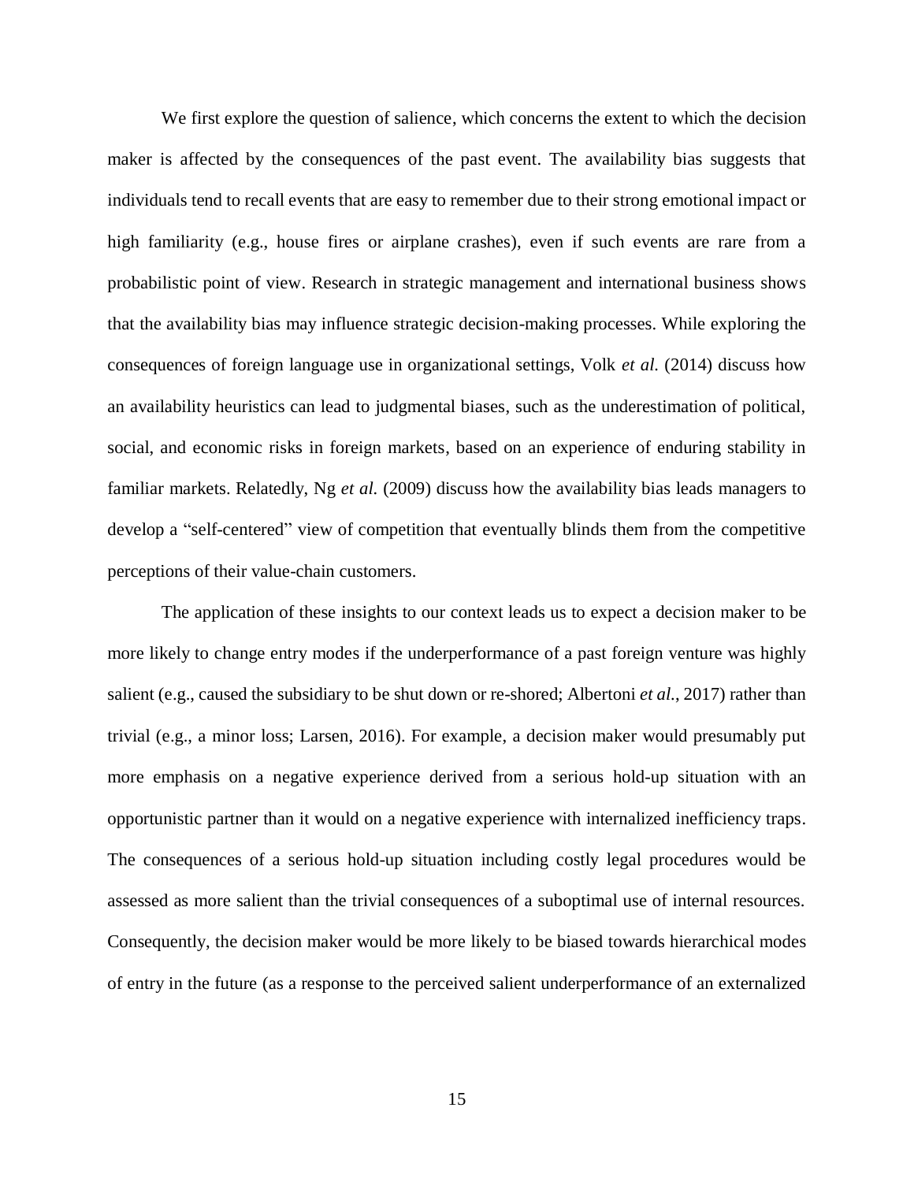We first explore the question of salience, which concerns the extent to which the decision maker is affected by the consequences of the past event. The availability bias suggests that individuals tend to recall events that are easy to remember due to their strong emotional impact or high familiarity (e.g., house fires or airplane crashes), even if such events are rare from a probabilistic point of view. Research in strategic management and international business shows that the availability bias may influence strategic decision-making processes. While exploring the consequences of foreign language use in organizational settings, Volk *et al.* (2014) discuss how an availability heuristics can lead to judgmental biases, such as the underestimation of political, social, and economic risks in foreign markets, based on an experience of enduring stability in familiar markets. Relatedly, Ng *et al.* (2009) discuss how the availability bias leads managers to develop a "self-centered" view of competition that eventually blinds them from the competitive perceptions of their value-chain customers.

The application of these insights to our context leads us to expect a decision maker to be more likely to change entry modes if the underperformance of a past foreign venture was highly salient (e.g., caused the subsidiary to be shut down or re-shored; Albertoni *et al.*, 2017) rather than trivial (e.g., a minor loss; Larsen, 2016). For example, a decision maker would presumably put more emphasis on a negative experience derived from a serious hold-up situation with an opportunistic partner than it would on a negative experience with internalized inefficiency traps. The consequences of a serious hold-up situation including costly legal procedures would be assessed as more salient than the trivial consequences of a suboptimal use of internal resources. Consequently, the decision maker would be more likely to be biased towards hierarchical modes of entry in the future (as a response to the perceived salient underperformance of an externalized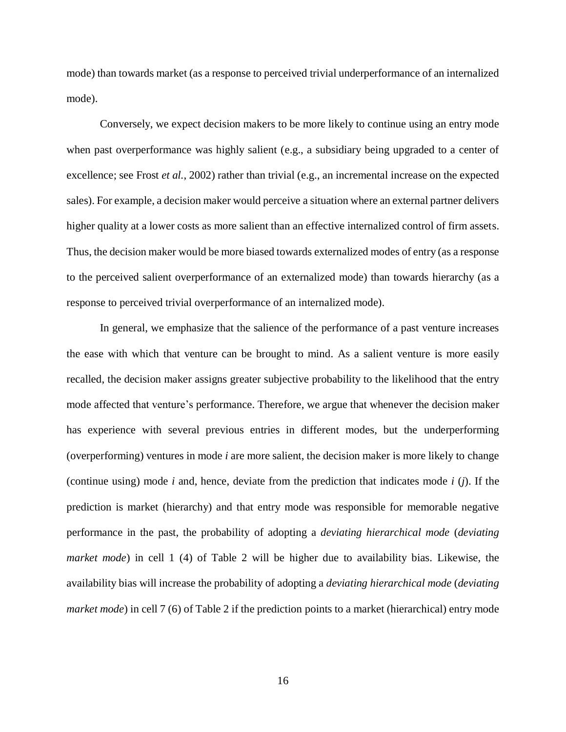mode) than towards market (as a response to perceived trivial underperformance of an internalized mode).

Conversely, we expect decision makers to be more likely to continue using an entry mode when past overperformance was highly salient (e.g., a subsidiary being upgraded to a center of excellence; see Frost *et al.*, 2002) rather than trivial (e.g., an incremental increase on the expected sales). For example, a decision maker would perceive a situation where an external partner delivers higher quality at a lower costs as more salient than an effective internalized control of firm assets. Thus, the decision maker would be more biased towards externalized modes of entry (as a response to the perceived salient overperformance of an externalized mode) than towards hierarchy (as a response to perceived trivial overperformance of an internalized mode).

In general, we emphasize that the salience of the performance of a past venture increases the ease with which that venture can be brought to mind. As a salient venture is more easily recalled, the decision maker assigns greater subjective probability to the likelihood that the entry mode affected that venture's performance. Therefore, we argue that whenever the decision maker has experience with several previous entries in different modes, but the underperforming (overperforming) ventures in mode *i* are more salient, the decision maker is more likely to change (continue using) mode *i* and, hence, deviate from the prediction that indicates mode *i* (*j*). If the prediction is market (hierarchy) and that entry mode was responsible for memorable negative performance in the past, the probability of adopting a *deviating hierarchical mode* (*deviating market mode*) in cell 1 (4) of Table 2 will be higher due to availability bias. Likewise, the availability bias will increase the probability of adopting a *deviating hierarchical mode* (*deviating market mode*) in cell 7 (6) of Table 2 if the prediction points to a market (hierarchical) entry mode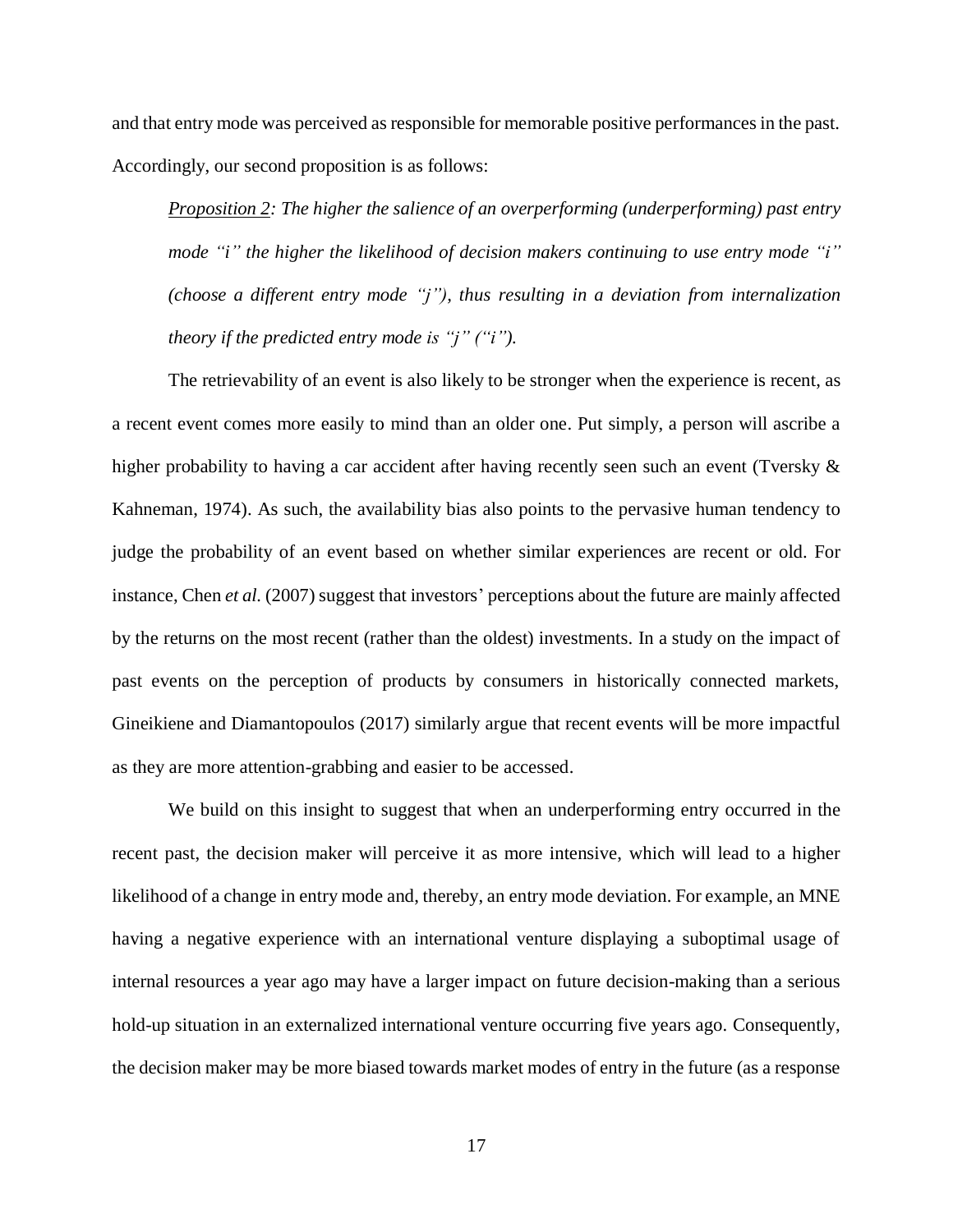and that entry mode was perceived as responsible for memorable positive performances in the past. Accordingly, our second proposition is as follows:

> *Proposition 2: The higher the salience of an overperforming (underperforming) past entry mode "i" the higher the likelihood of decision makers continuing to use entry mode "i" (choose a different entry mode "j"), thus resulting in a deviation from internalization theory if the predicted entry mode is "j" ("i").*

The retrievability of an event is also likely to be stronger when the experience is recent, as a recent event comes more easily to mind than an older one. Put simply, a person will ascribe a higher probability to having a car accident after having recently seen such an event (Tversky & Kahneman, 1974). As such, the availability bias also points to the pervasive human tendency to judge the probability of an event based on whether similar experiences are recent or old. For instance, Chen *et al.* (2007) suggest that investors' perceptions about the future are mainly affected by the returns on the most recent (rather than the oldest) investments. In a study on the impact of past events on the perception of products by consumers in historically connected markets, Gineikiene and Diamantopoulos (2017) similarly argue that recent events will be more impactful as they are more attention-grabbing and easier to be accessed.

We build on this insight to suggest that when an underperforming entry occurred in the recent past, the decision maker will perceive it as more intensive, which will lead to a higher likelihood of a change in entry mode and, thereby, an entry mode deviation. For example, an MNE having a negative experience with an international venture displaying a suboptimal usage of internal resources a year ago may have a larger impact on future decision-making than a serious hold-up situation in an externalized international venture occurring five years ago. Consequently, the decision maker may be more biased towards market modes of entry in the future (as a response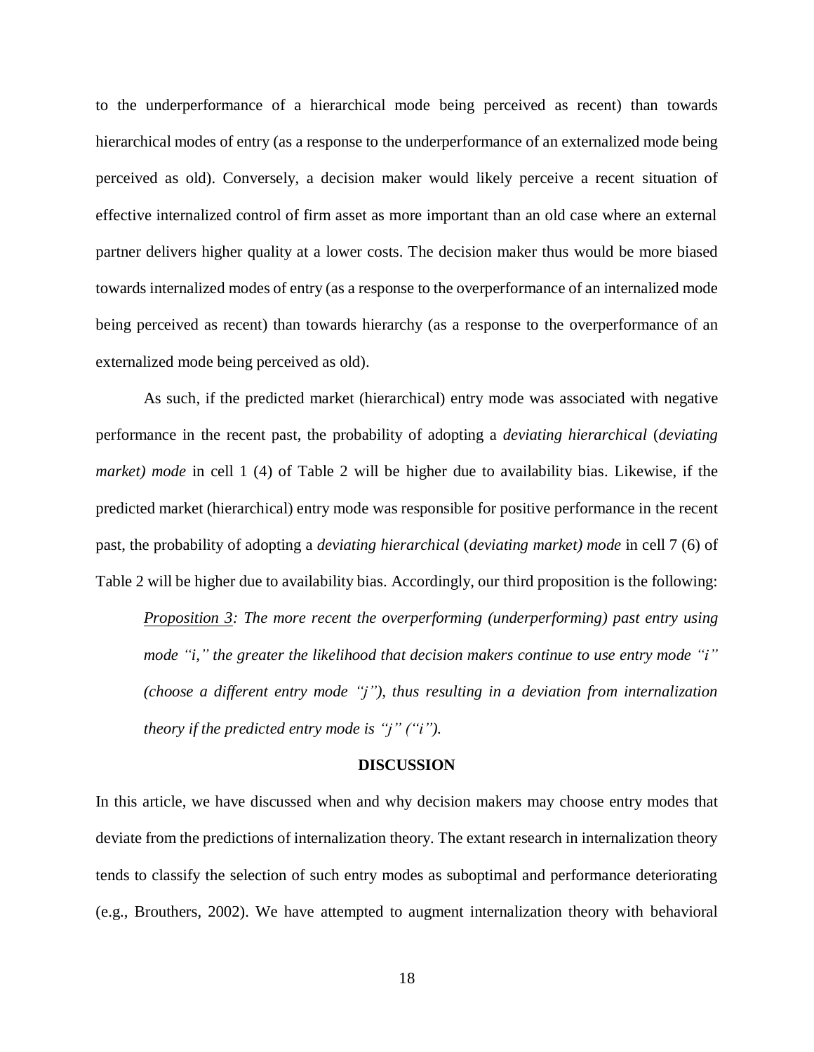to the underperformance of a hierarchical mode being perceived as recent) than towards hierarchical modes of entry (as a response to the underperformance of an externalized mode being perceived as old). Conversely, a decision maker would likely perceive a recent situation of effective internalized control of firm asset as more important than an old case where an external partner delivers higher quality at a lower costs. The decision maker thus would be more biased towards internalized modes of entry (as a response to the overperformance of an internalized mode being perceived as recent) than towards hierarchy (as a response to the overperformance of an externalized mode being perceived as old).

As such, if the predicted market (hierarchical) entry mode was associated with negative performance in the recent past, the probability of adopting a *deviating hierarchical* (*deviating market) mode* in cell 1 (4) of Table 2 will be higher due to availability bias. Likewise, if the predicted market (hierarchical) entry mode was responsible for positive performance in the recent past, the probability of adopting a *deviating hierarchical* (*deviating market) mode* in cell 7 (6) of Table 2 will be higher due to availability bias. Accordingly, our third proposition is the following:

> *Proposition 3: The more recent the overperforming (underperforming) past entry using mode "i," the greater the likelihood that decision makers continue to use entry mode "i" (choose a different entry mode "j"), thus resulting in a deviation from internalization theory if the predicted entry mode is "j" ("i").*

## DISCUSSION

In this article, we have discussed when and why decision makers may choose entry modes that deviate from the predictions of internalization theory. The extant research in internalization theory tends to classify the selection of such entry modes as suboptimal and performance deteriorating (e.g., Brouthers, 2002). We have attempted to augment internalization theory with behavioral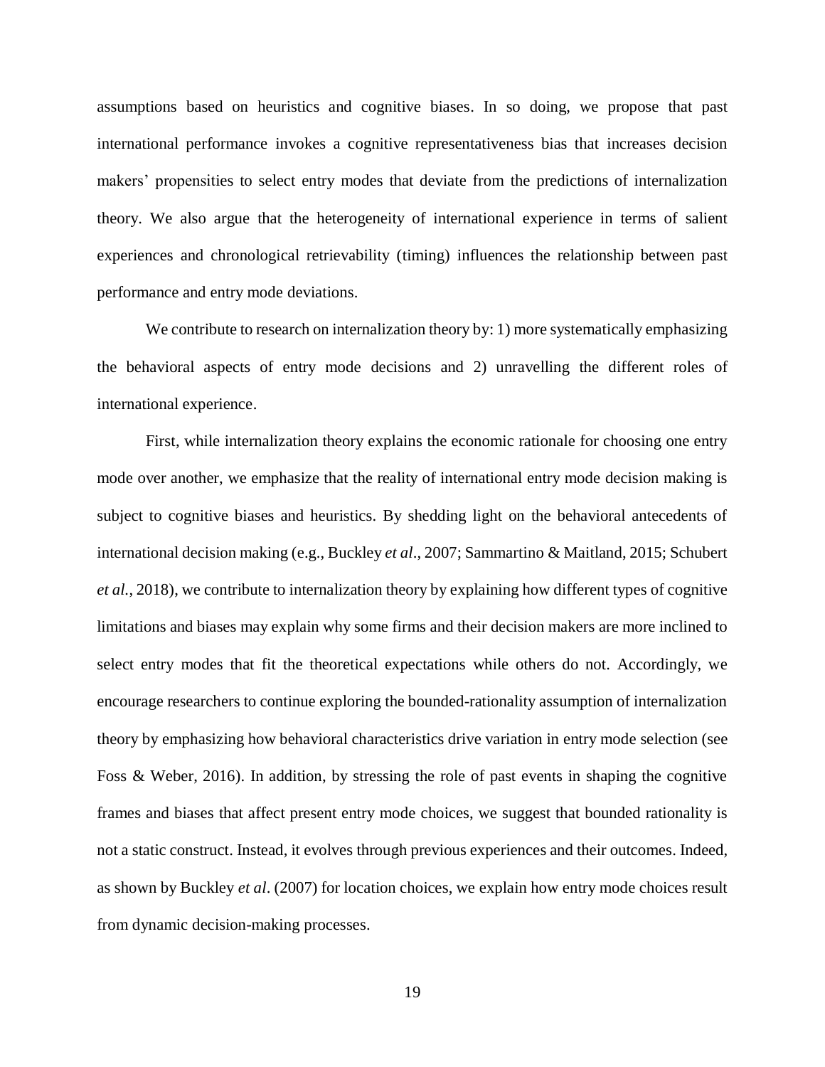assumptions based on heuristics and cognitive biases. In so doing, we propose that past international performance invokes a cognitive representativeness bias that increases decision makers' propensities to select entry modes that deviate from the predictions of internalization theory. We also argue that the heterogeneity of international experience in terms of salient experiences and chronological retrievability (timing) influences the relationship between past performance and entry mode deviations.

We contribute to research on internalization theory by: 1) more systematically emphasizing the behavioral aspects of entry mode decisions and 2) unravelling the different roles of international experience.

First, while internalization theory explains the economic rationale for choosing one entry mode over another, we emphasize that the reality of international entry mode decision making is subject to cognitive biases and heuristics. By shedding light on the behavioral antecedents of international decision making (e.g., Buckley *et al*., 2007; Sammartino & Maitland, 2015; Schubert *et al.*, 2018), we contribute to internalization theory by explaining how different types of cognitive limitations and biases may explain why some firms and their decision makers are more inclined to select entry modes that fit the theoretical expectations while others do not. Accordingly, we encourage researchers to continue exploring the bounded-rationality assumption of internalization theory by emphasizing how behavioral characteristics drive variation in entry mode selection (see Foss & Weber, 2016). In addition, by stressing the role of past events in shaping the cognitive frames and biases that affect present entry mode choices, we suggest that bounded rationality is not a static construct. Instead, it evolves through previous experiences and their outcomes. Indeed, as shown by Buckley *et al*. (2007) for location choices, we explain how entry mode choices result from dynamic decision-making processes.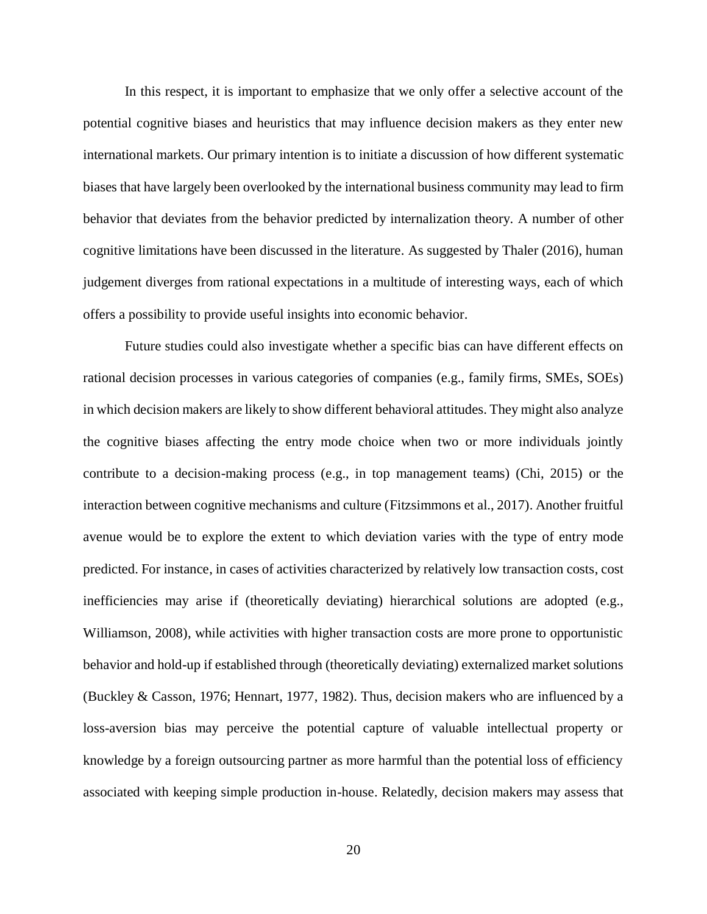In this respect, it is important to emphasize that we only offer a selective account of the potential cognitive biases and heuristics that may influence decision makers as they enter new international markets. Our primary intention is to initiate a discussion of how different systematic biases that have largely been overlooked by the international business community may lead to firm behavior that deviates from the behavior predicted by internalization theory. A number of other cognitive limitations have been discussed in the literature. As suggested by Thaler (2016), human judgement diverges from rational expectations in a multitude of interesting ways, each of which offers a possibility to provide useful insights into economic behavior.

Future studies could also investigate whether a specific bias can have different effects on rational decision processes in various categories of companies (e.g., family firms, SMEs, SOEs) in which decision makers are likely to show different behavioral attitudes. They might also analyze the cognitive biases affecting the entry mode choice when two or more individuals jointly contribute to a decision-making process (e.g., in top management teams) (Chi, 2015) or the interaction between cognitive mechanisms and culture (Fitzsimmons et al., 2017). Another fruitful avenue would be to explore the extent to which deviation varies with the type of entry mode predicted. For instance, in cases of activities characterized by relatively low transaction costs, cost inefficiencies may arise if (theoretically deviating) hierarchical solutions are adopted (e.g., Williamson, 2008), while activities with higher transaction costs are more prone to opportunistic behavior and hold-up if established through (theoretically deviating) externalized market solutions (Buckley & Casson, 1976; Hennart, 1977, 1982). Thus, decision makers who are influenced by a loss-aversion bias may perceive the potential capture of valuable intellectual property or knowledge by a foreign outsourcing partner as more harmful than the potential loss of efficiency associated with keeping simple production in-house. Relatedly, decision makers may assess that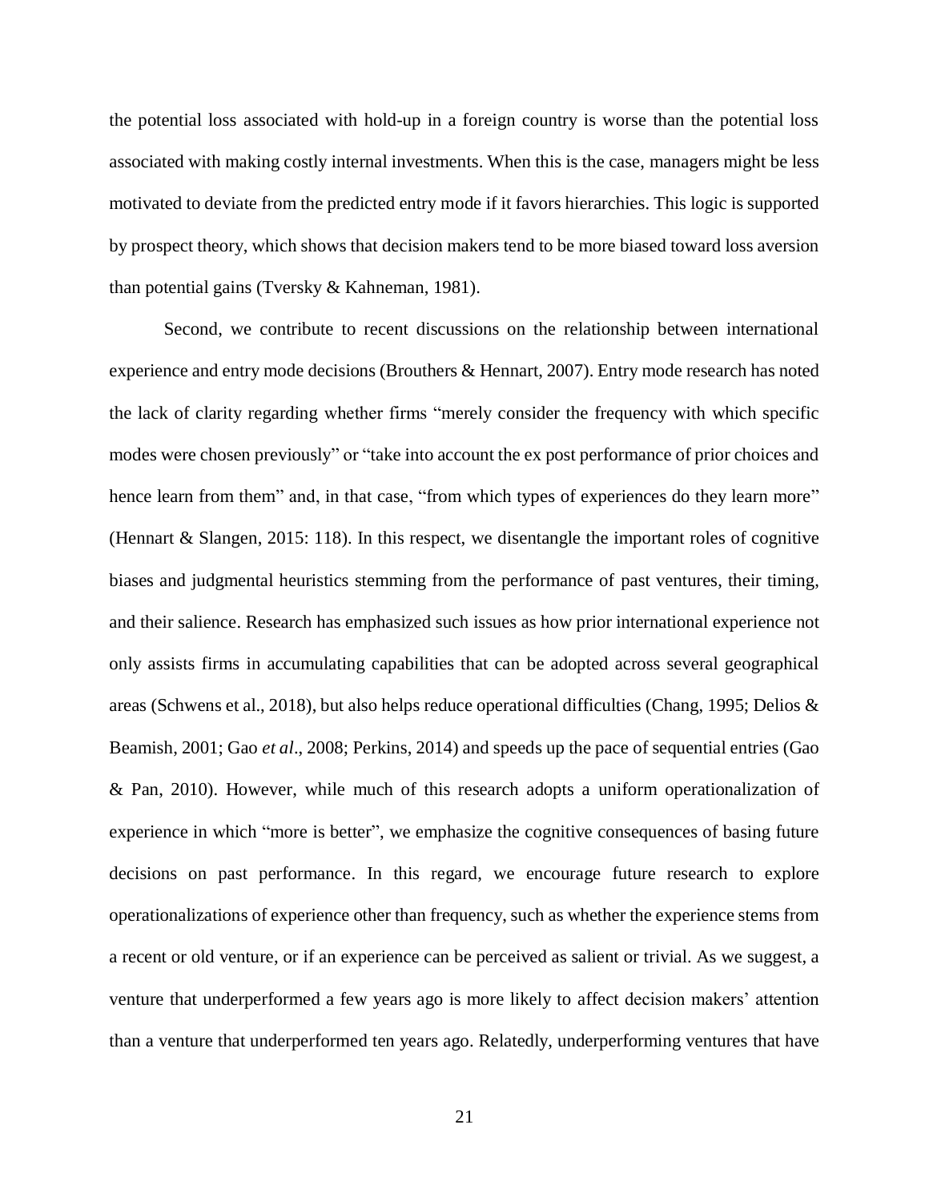the potential loss associated with hold-up in a foreign country is worse than the potential loss associated with making costly internal investments. When this is the case, managers might be less motivated to deviate from the predicted entry mode if it favors hierarchies. This logic is supported by prospect theory, which shows that decision makers tend to be more biased toward loss aversion than potential gains (Tversky & Kahneman, 1981).

Second, we contribute to recent discussions on the relationship between international experience and entry mode decisions (Brouthers & Hennart, 2007). Entry mode research has noted the lack of clarity regarding whether firms "merely consider the frequency with which specific modes were chosen previously" or "take into account the ex post performance of prior choices and hence learn from them" and, in that case, "from which types of experiences do they learn more" (Hennart & Slangen, 2015: 118). In this respect, we disentangle the important roles of cognitive biases and judgmental heuristics stemming from the performance of past ventures, their timing, and their salience. Research has emphasized such issues as how prior international experience not only assists firms in accumulating capabilities that can be adopted across several geographical areas (Schwens et al., 2018), but also helps reduce operational difficulties (Chang, 1995; Delios & Beamish, 2001; Gao *et al*., 2008; Perkins, 2014) and speeds up the pace of sequential entries (Gao & Pan, 2010). However, while much of this research adopts a uniform operationalization of experience in which "more is better", we emphasize the cognitive consequences of basing future decisions on past performance. In this regard, we encourage future research to explore operationalizations of experience other than frequency, such as whether the experience stems from a recent or old venture, or if an experience can be perceived as salient or trivial. As we suggest, a venture that underperformed a few years ago is more likely to affect decision makers' attention than a venture that underperformed ten years ago. Relatedly, underperforming ventures that have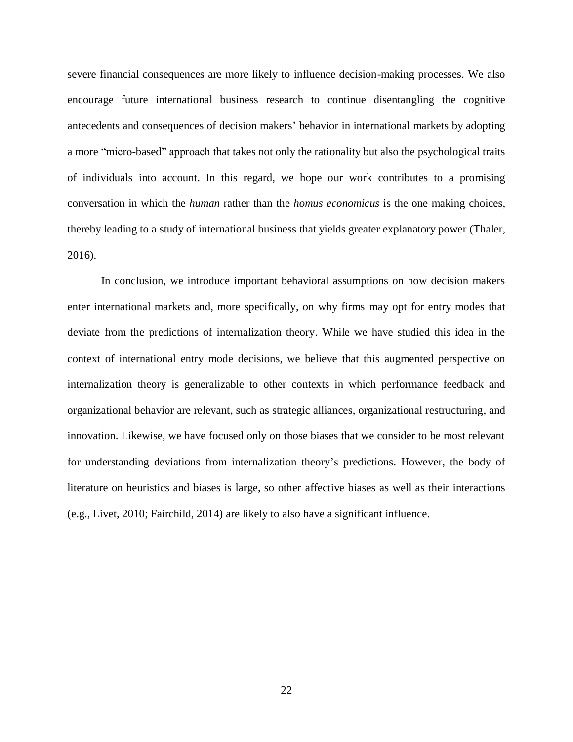severe financial consequences are more likely to influence decision-making processes. We also encourage future international business research to continue disentangling the cognitive antecedents and consequences of decision makers' behavior in international markets by adopting a more "micro-based" approach that takes not only the rationality but also the psychological traits of individuals into account. In this regard, we hope our work contributes to a promising conversation in which the *human* rather than the *homus economicus* is the one making choices, thereby leading to a study of international business that yields greater explanatory power (Thaler, 2016).

In conclusion, we introduce important behavioral assumptions on how decision makers enter international markets and, more specifically, on why firms may opt for entry modes that deviate from the predictions of internalization theory. While we have studied this idea in the context of international entry mode decisions, we believe that this augmented perspective on internalization theory is generalizable to other contexts in which performance feedback and organizational behavior are relevant, such as strategic alliances, organizational restructuring, and innovation. Likewise, we have focused only on those biases that we consider to be most relevant for understanding deviations from internalization theory's predictions. However, the body of literature on heuristics and biases is large, so other affective biases as well as their interactions (e.g., Livet, 2010; Fairchild, 2014) are likely to also have a significant influence.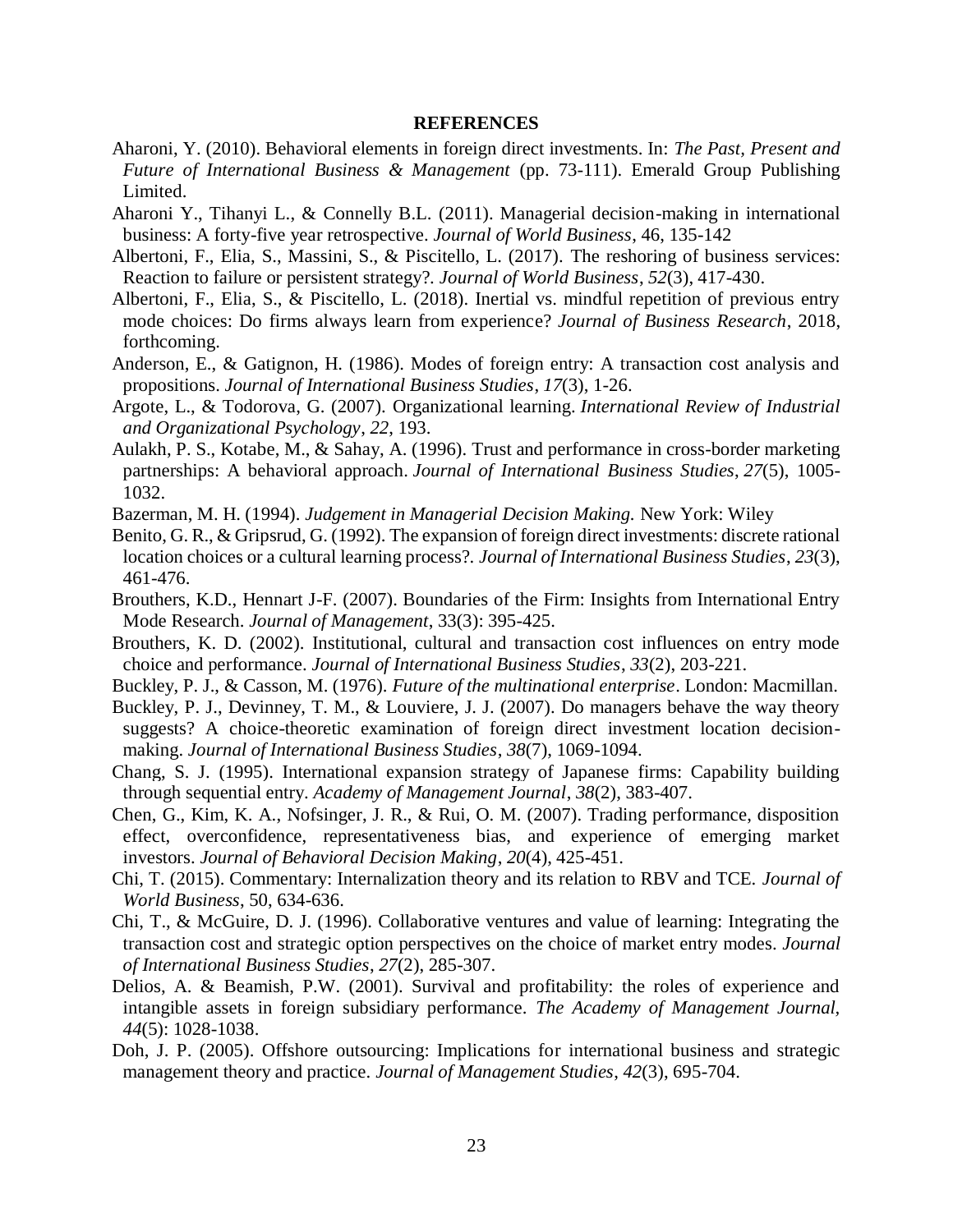## REFERENCES

Aharoni, Y. (2010). Behavioral elements in foreign direct investments. In: *The Past, Present and Future of International Business & Management* (pp. 73-111). Emerald Group Publishing Limited.

Aharoni Y., Tihanyi L., & Connelly B.L. (2011). Managerial decision-making in international business: A forty-five year retrospective. *Journal of World Business*, 46, 135-142

Albertoni, F., Elia, S., Massini, S., & Piscitello, L. (2017). The reshoring of business services: Reaction to failure or persistent strategy?. *Journal of World Business*, *52*(3), 417-430.

Albertoni, F., Elia, S., & Piscitello, L. (2018). Inertial vs. mindful repetition of previous entry mode choices: Do firms always learn from experience? *Journal of Business Research*, 2018, forthcoming.

Anderson, E., & Gatignon, H. (1986). Modes of foreign entry: A transaction cost analysis and propositions. *Journal of International Business Studies*, *17*(3), 1-26.

Argote, L., & Todorova, G. (2007). Organizational learning. *International Review of Industrial and Organizational Psychology*, *22*, 193.

Aulakh, P. S., Kotabe, M., & Sahay, A. (1996). Trust and performance in cross-border marketing partnerships: A behavioral approach. *Journal of International Business Studies*, *27*(5), 1005-1032.

Bazerman, M. H. (1994). *Judgement in Managerial Decision Making.* New York: Wiley

Benito, G. R., & Gripsrud, G. (1992). The expansion of foreign direct investments: discrete rational location choices or a cultural learning process?. *Journal of International Business Studies*, *23*(3), 461-476.

Brouthers, K.D., Hennart J-F. (2007). Boundaries of the Firm: Insights from International Entry Mode Research. *Journal of Management*, 33(3): 395-425.

Brouthers, K. D. (2002). Institutional, cultural and transaction cost influences on entry mode choice and performance. *Journal of International Business Studies*, *33*(2), 203-221.

Buckley, P. J., & Casson, M. (1976). *Future of the multinational enterprise*. London: Macmillan.

Buckley, P. J., Devinney, T. M., & Louviere, J. J. (2007). Do managers behave the way theory suggests? A choice-theoretic examination of foreign direct investment location decision-making. *Journal of International Business Studies*, *38*(7), 1069-1094.

Chang, S. J. (1995). International expansion strategy of Japanese firms: Capability building through sequential entry. *Academy of Management Journal*, *38*(2), 383-407.

Chen, G., Kim, K. A., Nofsinger, J. R., & Rui, O. M. (2007). Trading performance, disposition effect, overconfidence, representativeness bias, and experience of emerging market investors. *Journal of Behavioral Decision Making*, *20*(4), 425-451.

Chi, T. (2015). Commentary: Internalization theory and its relation to RBV and TCE. *Journal of World Business*, 50, 634-636.

Chi, T., & McGuire, D. J. (1996). Collaborative ventures and value of learning: Integrating the transaction cost and strategic option perspectives on the choice of market entry modes. *Journal of International Business Studies*, *27*(2), 285-307.

Delios, A. & Beamish, P.W. (2001). Survival and profitability: the roles of experience and intangible assets in foreign subsidiary performance. *The Academy of Management Journal*, *44*(5): 1028-1038.

Doh, J. P. (2005). Offshore outsourcing: Implications for international business and strategic management theory and practice. *Journal of Management Studies*, *42*(3), 695-704.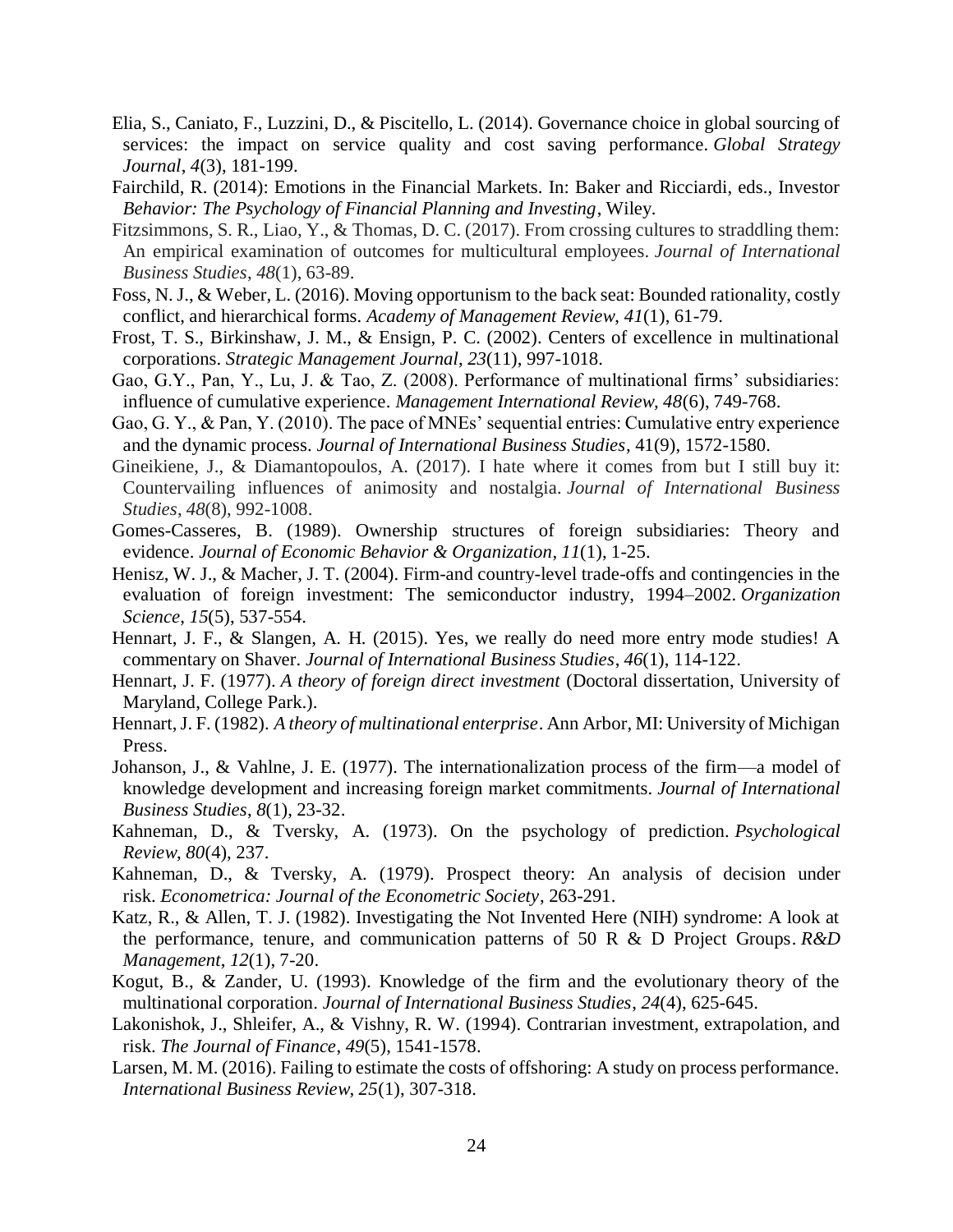Elia, S., Caniato, F., Luzzini, D., & Piscitello, L. (2014). Governance choice in global sourcing of services: the impact on service quality and cost saving performance. *Global Strategy Journal*, *4*(3), 181-199.

Fairchild, R. (2014): Emotions in the Financial Markets. In: Baker and Ricciardi, eds., Investor *Behavior: The Psychology of Financial Planning and Investing*, Wiley.

Fitzsimmons, S. R., Liao, Y., & Thomas, D. C. (2017). From crossing cultures to straddling them: An empirical examination of outcomes for multicultural employees. *Journal of International Business Studies*, *48*(1), 63-89.

Foss, N. J., & Weber, L. (2016). Moving opportunism to the back seat: Bounded rationality, costly conflict, and hierarchical forms. *Academy of Management Review, 41*(1), 61-79.

Frost, T. S., Birkinshaw, J. M., & Ensign, P. C. (2002). Centers of excellence in multinational corporations. *Strategic Management Journal*, *23*(11), 997-1018.

Gao, G.Y., Pan, Y., Lu, J. & Tao, Z. (2008). Performance of multinational firms' subsidiaries: influence of cumulative experience. *Management International Review, 48*(6), 749-768.

Gao, G. Y., & Pan, Y. (2010). The pace of MNEs' sequential entries: Cumulative entry experience and the dynamic process. *Journal of International Business Studies*, 41(9), 1572-1580.

Gineikiene, J., & Diamantopoulos, A. (2017). I hate where it comes from but I still buy it: Countervailing influences of animosity and nostalgia. *Journal of International Business Studies*, *48*(8), 992-1008.

Gomes-Casseres, B. (1989). Ownership structures of foreign subsidiaries: Theory and evidence. *Journal of Economic Behavior & Organization*, *11*(1), 1-25.

Henisz, W. J., & Macher, J. T. (2004). Firm-and country-level trade-offs and contingencies in the evaluation of foreign investment: The semiconductor industry, 1994–2002. *Organization Science*, *15*(5), 537-554.

Hennart, J. F., & Slangen, A. H. (2015). Yes, we really do need more entry mode studies! A commentary on Shaver. *Journal of International Business Studies*, *46*(1), 114-122.

Hennart, J. F. (1977). *A theory of foreign direct investment* (Doctoral dissertation, University of Maryland, College Park.).

Hennart, J. F. (1982). *A theory of multinational enterprise*. Ann Arbor, MI: University of Michigan Press.

Johanson, J., & Vahlne, J. E. (1977). The internationalization process of the firm—a model of knowledge development and increasing foreign market commitments. *Journal of International Business Studies*, *8*(1), 23-32.

Kahneman, D., & Tversky, A. (1973). On the psychology of prediction. *Psychological Review*, *80*(4), 237.

Kahneman, D., & Tversky, A. (1979). Prospect theory: An analysis of decision under risk. *Econometrica: Journal of the Econometric Society*, 263-291.

Katz, R., & Allen, T. J. (1982). Investigating the Not Invented Here (NIH) syndrome: A look at the performance, tenure, and communication patterns of 50 R & D Project Groups. *R&D Management*, *12*(1), 7-20.

Kogut, B., & Zander, U. (1993). Knowledge of the firm and the evolutionary theory of the multinational corporation. *Journal of International Business Studies*, *24*(4), 625-645.

Lakonishok, J., Shleifer, A., & Vishny, R. W. (1994). Contrarian investment, extrapolation, and risk. *The Journal of Finance*, *49*(5), 1541-1578.

Larsen, M. M. (2016). Failing to estimate the costs of offshoring: A study on process performance. *International Business Review, 25*(1), 307-318.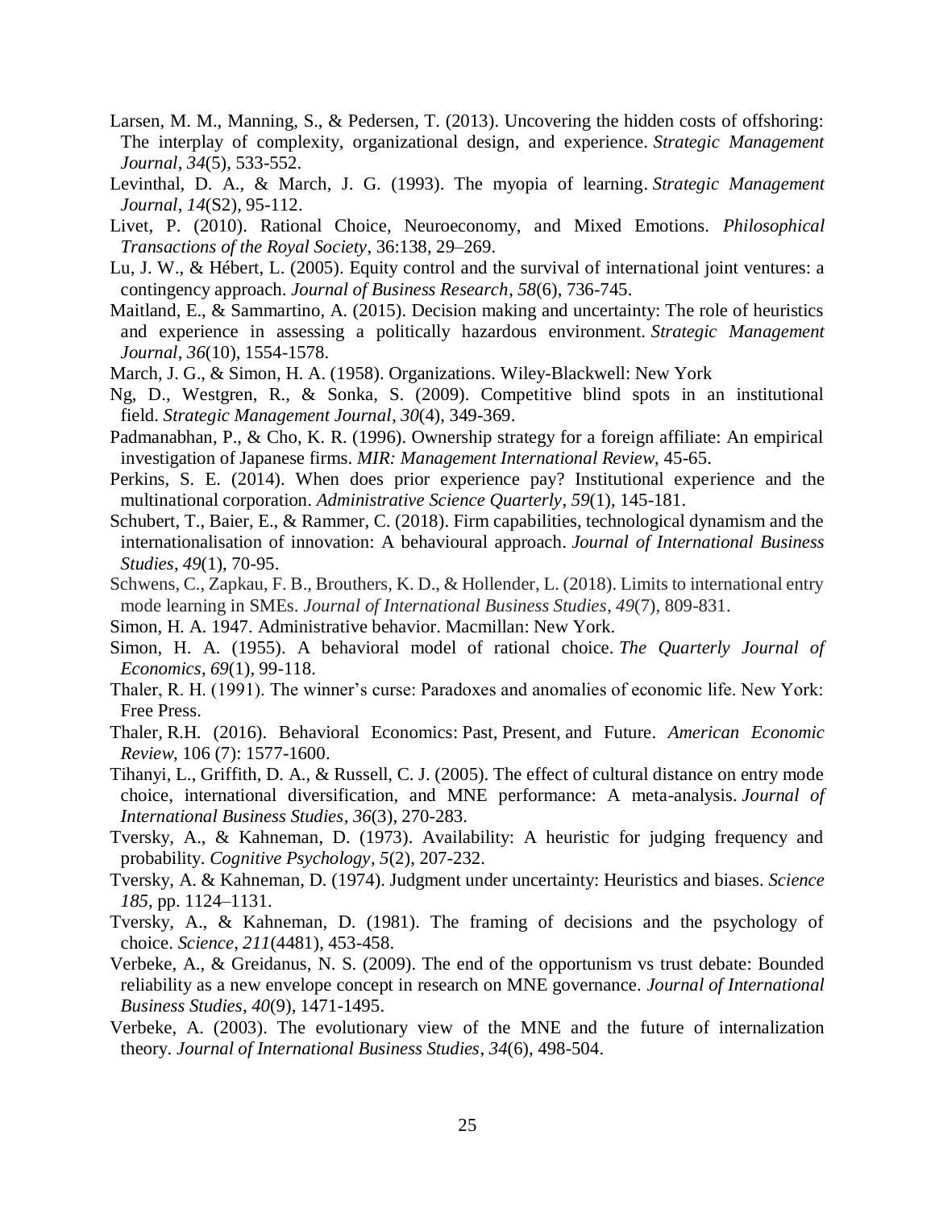Larsen, M. M., Manning, S., & Pedersen, T. (2013). Uncovering the hidden costs of offshoring: The interplay of complexity, organizational design, and experience. *Strategic Management Journal*, *34*(5), 533-552.

Levinthal, D. A., & March, J. G. (1993). The myopia of learning. *Strategic Management Journal*, *14*(S2), 95-112.

Livet, P. (2010). Rational Choice, Neuroeconomy, and Mixed Emotions. *Philosophical Transactions of the Royal Society*, 36:138, 29–269.

Lu, J. W., & Hébert, L. (2005). Equity control and the survival of international joint ventures: a contingency approach. *Journal of Business Research*, *58*(6), 736-745.

Maitland, E., & Sammartino, A. (2015). Decision making and uncertainty: The role of heuristics and experience in assessing a politically hazardous environment. *Strategic Management Journal*, *36*(10), 1554-1578.

March, J. G., & Simon, H. A. (1958). Organizations. Wiley-Blackwell: New York

Ng, D., Westgren, R., & Sonka, S. (2009). Competitive blind spots in an institutional field. *Strategic Management Journal*, *30*(4), 349-369.

Padmanabhan, P., & Cho, K. R. (1996). Ownership strategy for a foreign affiliate: An empirical investigation of Japanese firms. *MIR: Management International Review*, 45-65.

Perkins, S. E. (2014). When does prior experience pay? Institutional experience and the multinational corporation. *Administrative Science Quarterly*, *59*(1), 145-181.

Schubert, T., Baier, E., & Rammer, C. (2018). Firm capabilities, technological dynamism and the internationalisation of innovation: A behavioural approach. *Journal of International Business Studies*, *49*(1), 70-95.

Schwens, C., Zapkau, F. B., Brouthers, K. D., & Hollender, L. (2018). Limits to international entry mode learning in SMEs. *Journal of International Business Studies*, *49*(7), 809-831.

Simon, H. A. 1947. Administrative behavior. Macmillan: New York.

Simon, H. A. (1955). A behavioral model of rational choice. *The Quarterly Journal of Economics*, *69*(1), 99-118.

Thaler, R. H. (1991). The winner's curse: Paradoxes and anomalies of economic life. New York: Free Press.

Thaler, R.H. (2016). Behavioral Economics: Past, Present, and Future. *American Economic Review*, 106 (7): 1577-1600.

Tihanyi, L., Griffith, D. A., & Russell, C. J. (2005). The effect of cultural distance on entry mode choice, international diversification, and MNE performance: A meta-analysis. *Journal of International Business Studies*, *36*(3), 270-283.

Tversky, A., & Kahneman, D. (1973). Availability: A heuristic for judging frequency and probability. *Cognitive Psychology*, *5*(2), 207-232.

Tversky, A. & Kahneman, D. (1974). Judgment under uncertainty: Heuristics and biases. *Science 185*, pp. 1124–1131.

Tversky, A., & Kahneman, D. (1981). The framing of decisions and the psychology of choice. *Science*, *211*(4481), 453-458.

Verbeke, A., & Greidanus, N. S. (2009). The end of the opportunism vs trust debate: Bounded reliability as a new envelope concept in research on MNE governance. *Journal of International Business Studies*, *40*(9), 1471-1495.

Verbeke, A. (2003). The evolutionary view of the MNE and the future of internalization theory. *Journal of International Business Studies*, *34*(6), 498-504.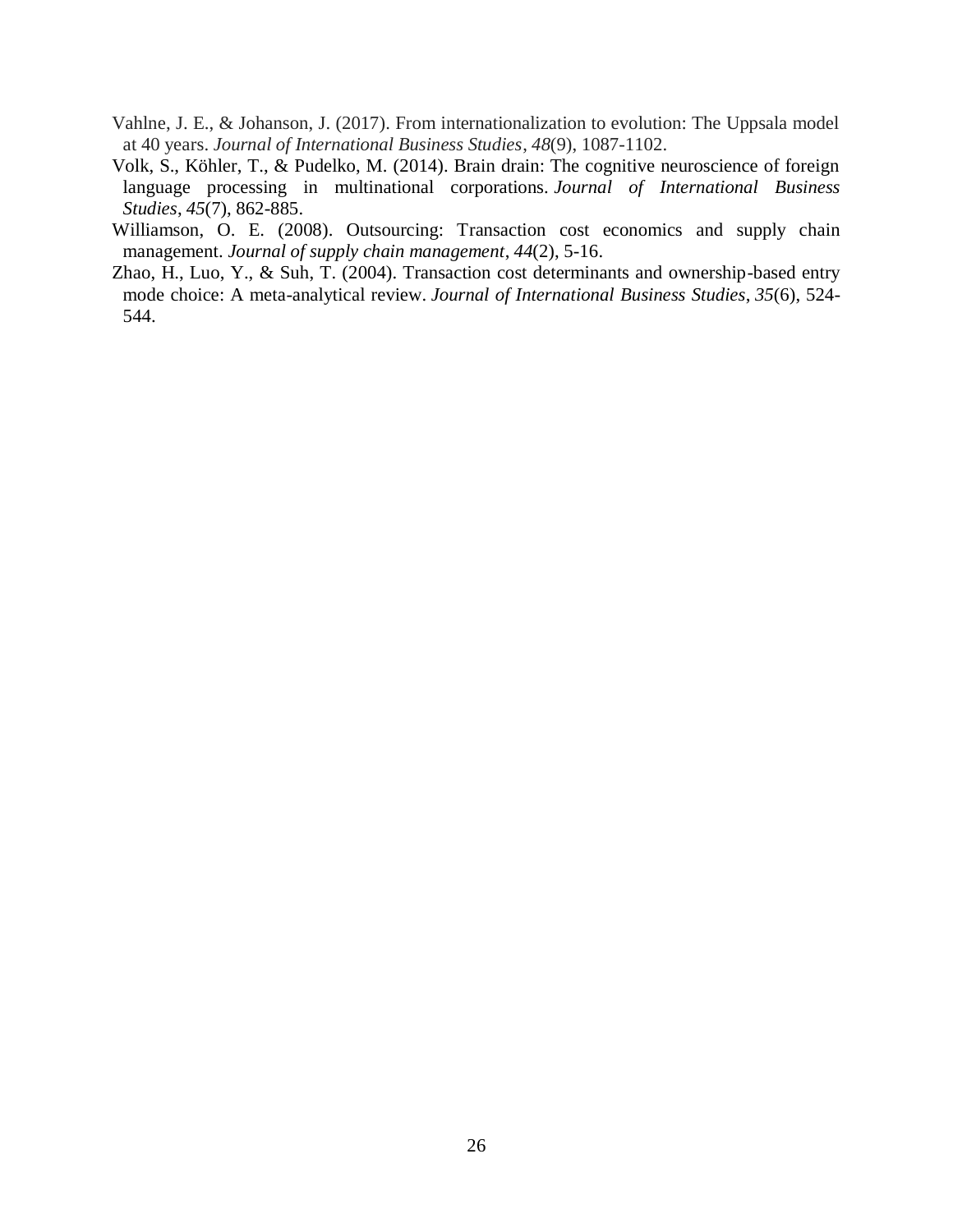Vahlne, J. E., & Johanson, J. (2017). From internationalization to evolution: The Uppsala model at 40 years. *Journal of International Business Studies*, *48*(9), 1087-1102.

Volk, S., Köhler, T., & Pudelko, M. (2014). Brain drain: The cognitive neuroscience of foreign language processing in multinational corporations. *Journal of International Business Studies*, *45*(7), 862-885.

Williamson, O. E. (2008). Outsourcing: Transaction cost economics and supply chain management. *Journal of supply chain management*, *44*(2), 5-16.

Zhao, H., Luo, Y., & Suh, T. (2004). Transaction cost determinants and ownership-based entry mode choice: A meta-analytical review. *Journal of International Business Studies*, *35*(6), 524-544.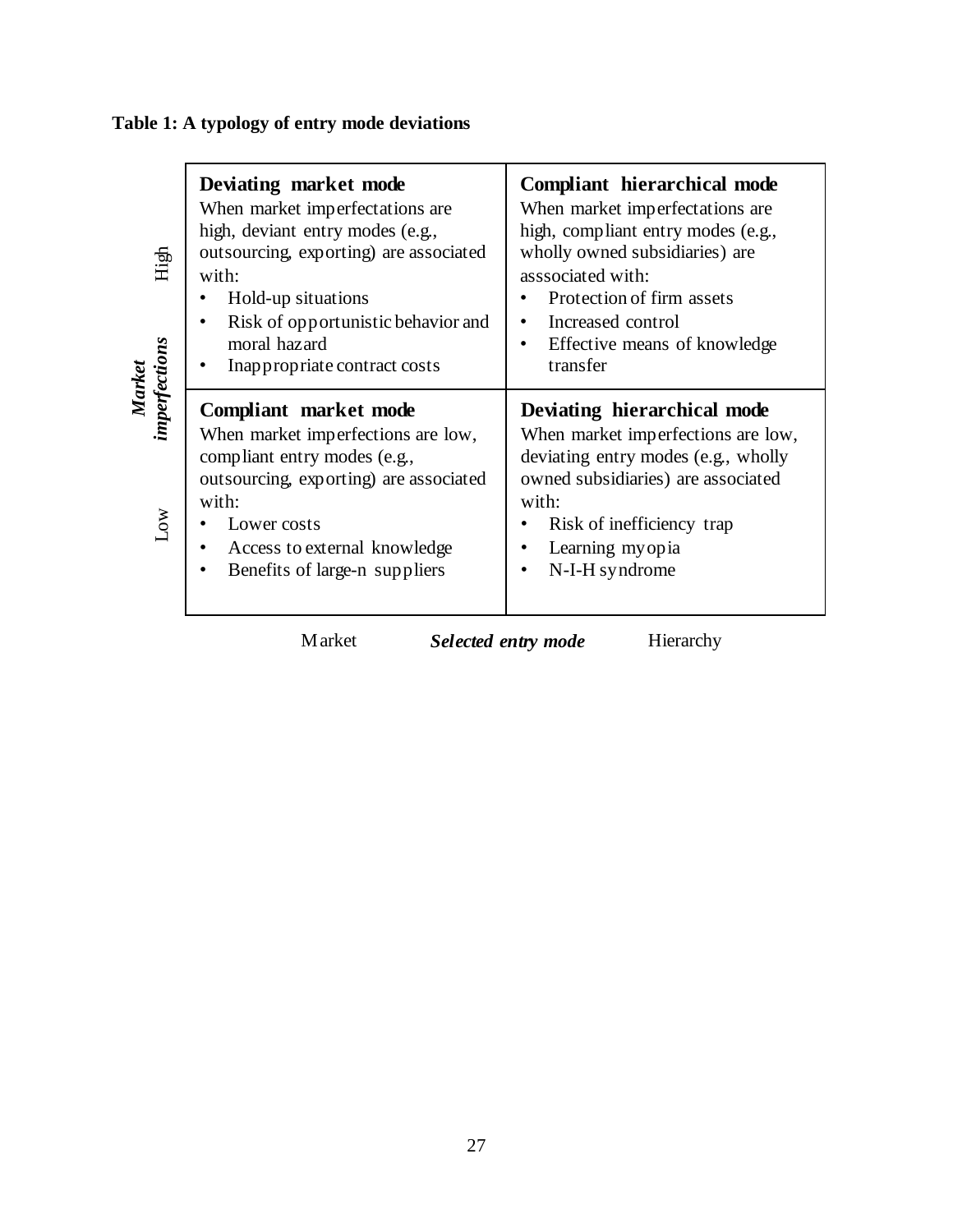**Table 1: A typology of entry mode deviations**

| *Market imperfections* | Market | Hierarchy |
|---|---|---|
| High | **Deviating market mode**<br>When market imperfectations are high, deviant entry modes (e.g., outsourcing, exporting) are associated with:<br>• Hold-up situations<br>• Risk of opportunistic behavior and moral hazard<br>• Inappropriate contract costs | **Compliant hierarchical mode**<br>When market imperfectations are high, compliant entry modes (e.g., wholly owned subsidiaries) are asssociated with:<br>• Protection of firm assets<br>• Increased control<br>• Effective means of knowledge transfer |
| Low | **Compliant market mode**<br>When market imperfections are low, compliant entry modes (e.g., outsourcing, exporting) are associated with:<br>• Lower costs<br>• Access to external knowledge<br>• Benefits of large-n suppliers | **Deviating hierarchical mode**<br>When market imperfections are low, deviating entry modes (e.g., wholly owned subsidiaries) are associated with:<br>• Risk of inefficiency trap<br>• Learning myopia<br>• N-I-H syndrome |

***Selected entry mode***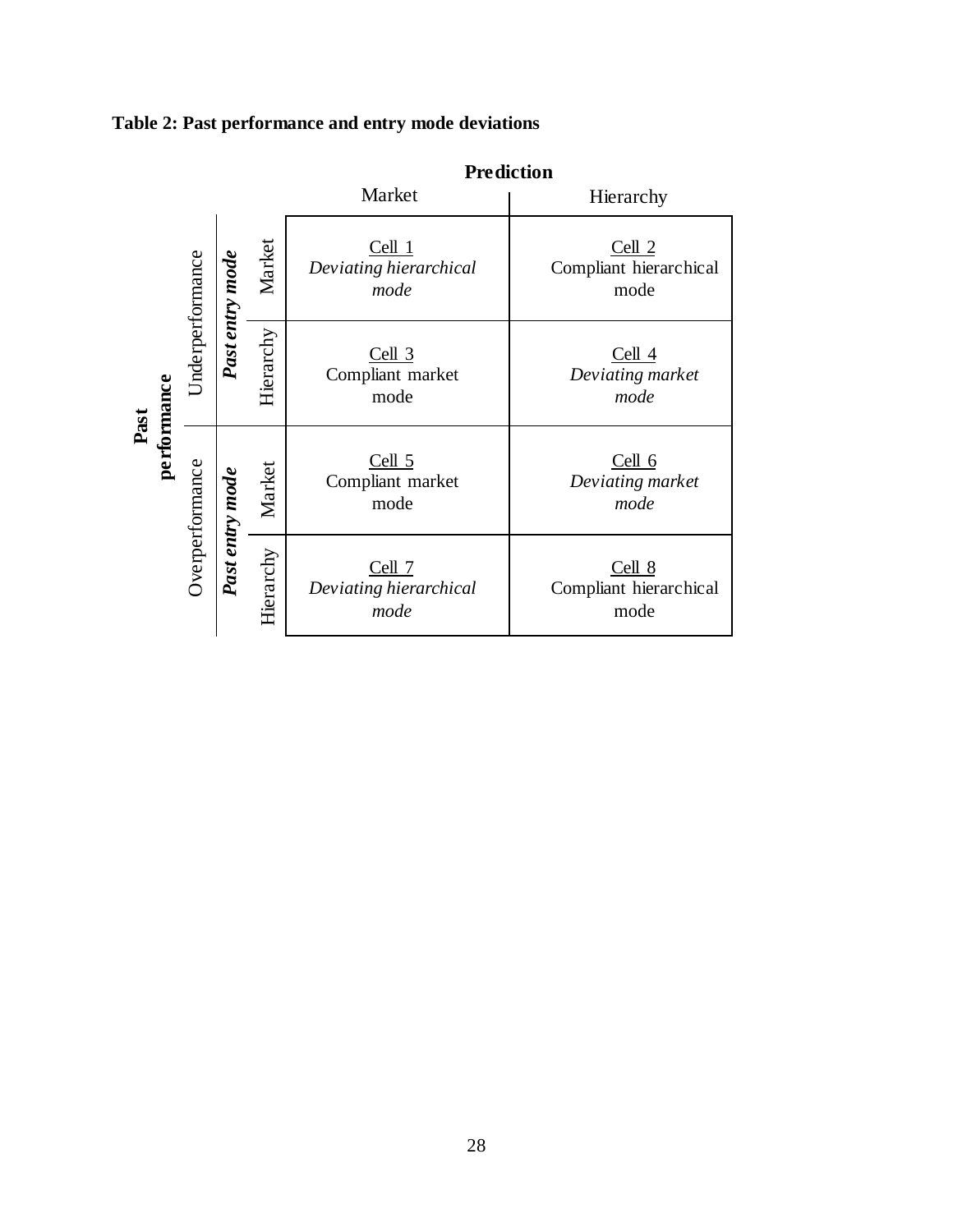**Table 2: Past performance and entry mode deviations**

| Past performance | Past entry mode | Prediction: Market | Prediction: Hierarchy |
|---|---|---|---|
| Underperformance | Market | Cell 1<br>*Deviating hierarchical mode* | Cell 2<br>Compliant hierarchical mode |
| Underperformance | Hierarchy | Cell 3<br>Compliant market mode | Cell 4<br>*Deviating market mode* |
| Overperformance | Market | Cell 5<br>Compliant market mode | Cell 6<br>*Deviating market mode* |
| Overperformance | Hierarchy | Cell 7<br>*Deviating hierarchical mode* | Cell 8<br>Compliant hierarchical mode |